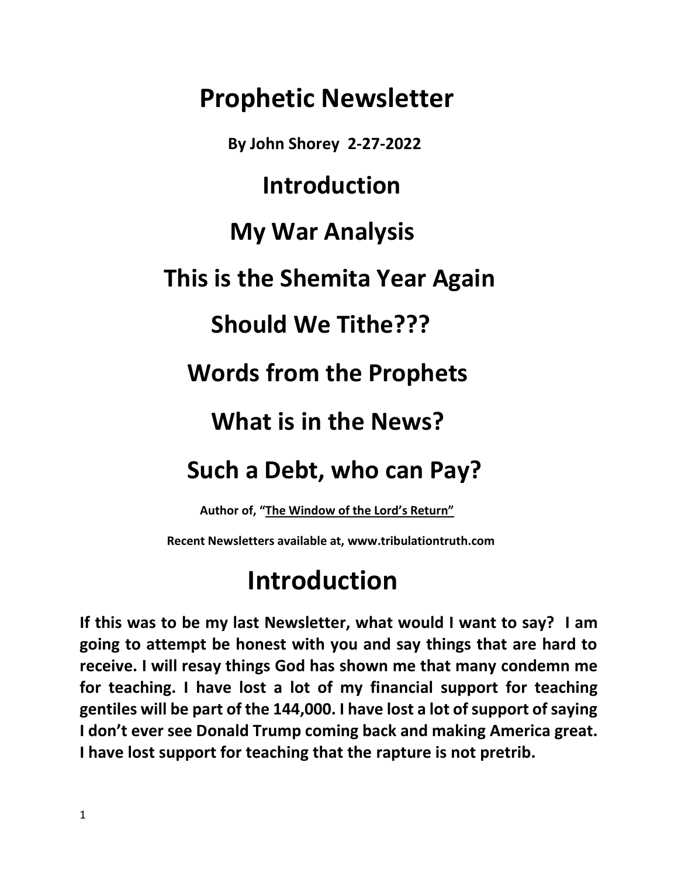# Prophetic Newsletter

**By John Shorey 2-27-2022**

## Introduction

## My War Analysis

## This is the Shemita Year Again

## Should We Tithe???

## Words from the Prophets

## What is in the News?

## Such a Debt, who can Pay?

**Author of, "The Window of the Lord's Return"**

**Recent Newsletters available at, www.tribulationtruth.com**

# Introduction

**If this was to be my last Newsletter, what would I want to say? I am going to attempt be honest with you and say things that are hard to receive. I will resay things God has shown me that many condemn me for teaching. I have lost a lot of my financial support for teaching gentiles will be part of the 144,000. I have lost a lot of support of saying I don't ever see Donald Trump coming back and making America great. I have lost support for teaching that the rapture is not pretrib.**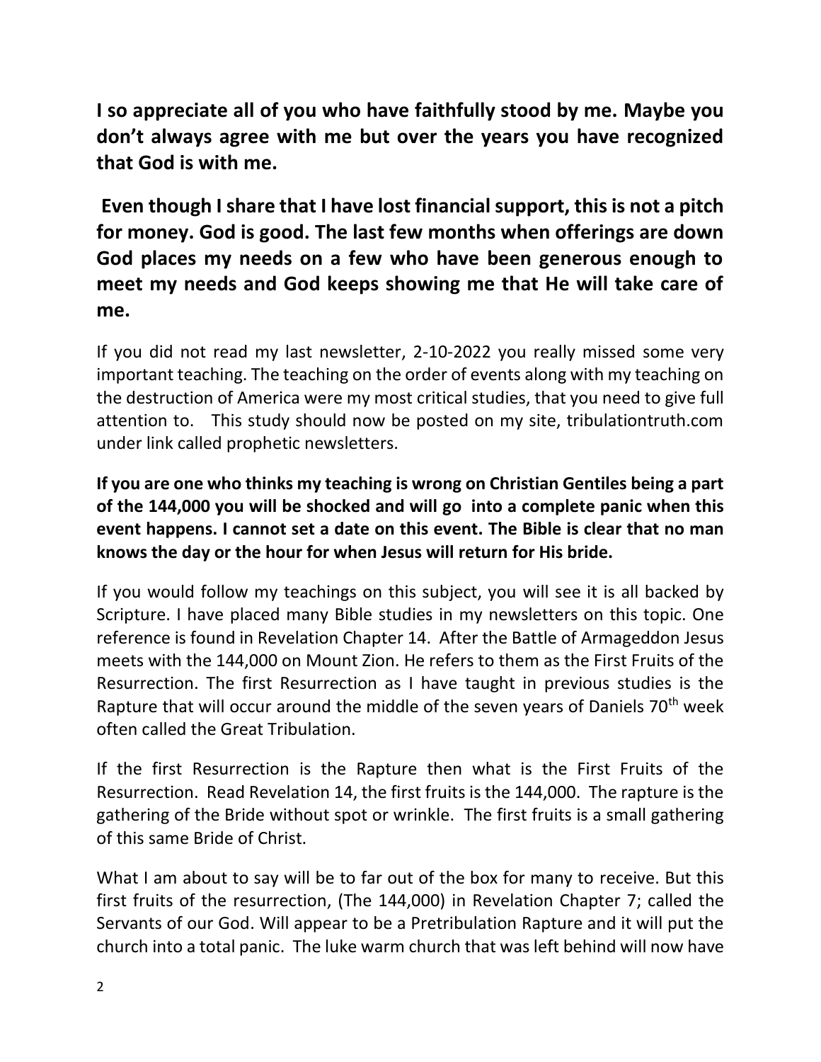**I so appreciate all of you who have faithfully stood by me. Maybe you don't always agree with me but over the years you have recognized that God is with me.**

**Even though I share that I have lost financial support, this is not a pitch for money. God is good. The last few months when offerings are down God places my needs on a few who have been generous enough to meet my needs and God keeps showing me that He will take care of me.**

If you did not read my last newsletter, 2-10-2022 you really missed some very important teaching. The teaching on the order of events along with my teaching on the destruction of America were my most critical studies, that you need to give full attention to. This study should now be posted on my site, tribulationtruth.com under link called prophetic newsletters.

**If you are one who thinks my teaching is wrong on Christian Gentiles being a part of the 144,000 you will be shocked and will go into a complete panic when this event happens. I cannot set a date on this event. The Bible is clear that no man knows the day or the hour for when Jesus will return for His bride.**

If you would follow my teachings on this subject, you will see it is all backed by Scripture. I have placed many Bible studies in my newsletters on this topic. One reference is found in Revelation Chapter 14. After the Battle of Armageddon Jesus meets with the 144,000 on Mount Zion. He refers to them as the First Fruits of the Resurrection. The first Resurrection as I have taught in previous studies is the Rapture that will occur around the middle of the seven years of Daniels 70th week often called the Great Tribulation.

If the first Resurrection is the Rapture then what is the First Fruits of the Resurrection. Read Revelation 14, the first fruits is the 144,000. The rapture is the gathering of the Bride without spot or wrinkle. The first fruits is a small gathering of this same Bride of Christ.

What I am about to say will be to far out of the box for many to receive. But this first fruits of the resurrection, (The 144,000) in Revelation Chapter 7; called the Servants of our God. Will appear to be a Pretribulation Rapture and it will put the church into a total panic. The luke warm church that was left behind will now have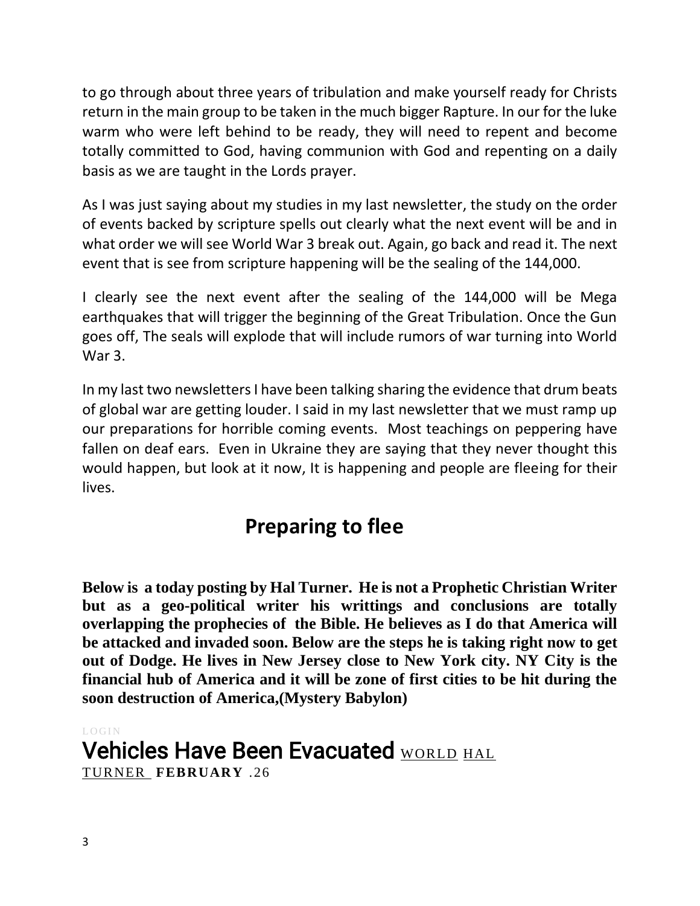to go through about three years of tribulation and make yourself ready for Christs return in the main group to be taken in the much bigger Rapture. In our for the luke warm who were left behind to be ready, they will need to repent and become totally committed to God, having communion with God and repenting on a daily basis as we are taught in the Lords prayer.

As I was just saying about my studies in my last newsletter, the study on the order of events backed by scripture spells out clearly what the next event will be and in what order we will see World War 3 break out. Again, go back and read it. The next event that is see from scripture happening will be the sealing of the 144,000.

I clearly see the next event after the sealing of the 144,000 will be Mega earthquakes that will trigger the beginning of the Great Tribulation. Once the Gun goes off, The seals will explode that will include rumors of war turning into World War 3.

In my last two newsletters I have been talking sharing the evidence that drum beats of global war are getting louder. I said in my last newsletter that we must ramp up our preparations for horrible coming events. Most teachings on peppering have fallen on deaf ears. Even in Ukraine they are saying that they never thought this would happen, but look at it now, It is happening and people are fleeing for their lives.

## Preparing to flee

**Below is a today posting by Hal Turner. He is not a Prophetic Christian Writer but as a geo-political writer his writtings and conclusions are totally overlapping the prophecies of the Bible. He believes as I do that America will be attacked and invaded soon. Below are the steps he is taking right now to get out of Dodge. He lives in New Jersey close to New York city. NY City is the financial hub of America and it will be zone of first cities to be hit during the soon destruction of America,(Mystery Babylon)**

LOGIN

## Vehicles Have Been Evacuated

WORLD HAL TURNER **FEBRUARY** .26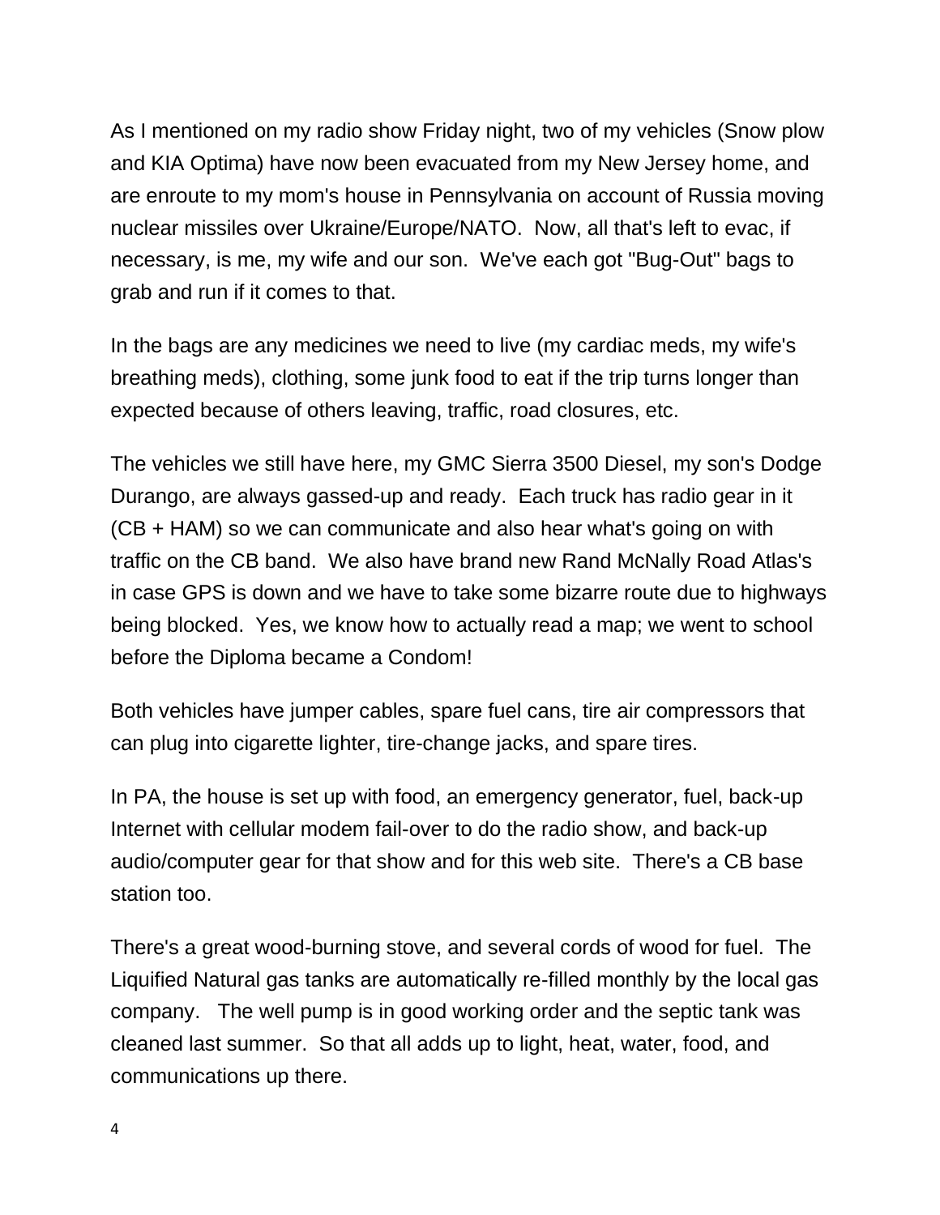As I mentioned on my radio show Friday night, two of my vehicles (Snow plow and KIA Optima) have now been evacuated from my New Jersey home, and are enroute to my mom's house in Pennsylvania on account of Russia moving nuclear missiles over Ukraine/Europe/NATO. Now, all that's left to evac, if necessary, is me, my wife and our son. We've each got "Bug-Out" bags to grab and run if it comes to that.

In the bags are any medicines we need to live (my cardiac meds, my wife's breathing meds), clothing, some junk food to eat if the trip turns longer than expected because of others leaving, traffic, road closures, etc.

The vehicles we still have here, my GMC Sierra 3500 Diesel, my son's Dodge Durango, are always gassed-up and ready. Each truck has radio gear in it (CB + HAM) so we can communicate and also hear what's going on with traffic on the CB band. We also have brand new Rand McNally Road Atlas's in case GPS is down and we have to take some bizarre route due to highways being blocked. Yes, we know how to actually read a map; we went to school before the Diploma became a Condom!

Both vehicles have jumper cables, spare fuel cans, tire air compressors that can plug into cigarette lighter, tire-change jacks, and spare tires.

In PA, the house is set up with food, an emergency generator, fuel, back-up Internet with cellular modem fail-over to do the radio show, and back-up audio/computer gear for that show and for this web site. There's a CB base station too.

There's a great wood-burning stove, and several cords of wood for fuel. The Liquified Natural gas tanks are automatically re-filled monthly by the local gas company. The well pump is in good working order and the septic tank was cleaned last summer. So that all adds up to light, heat, water, food, and communications up there.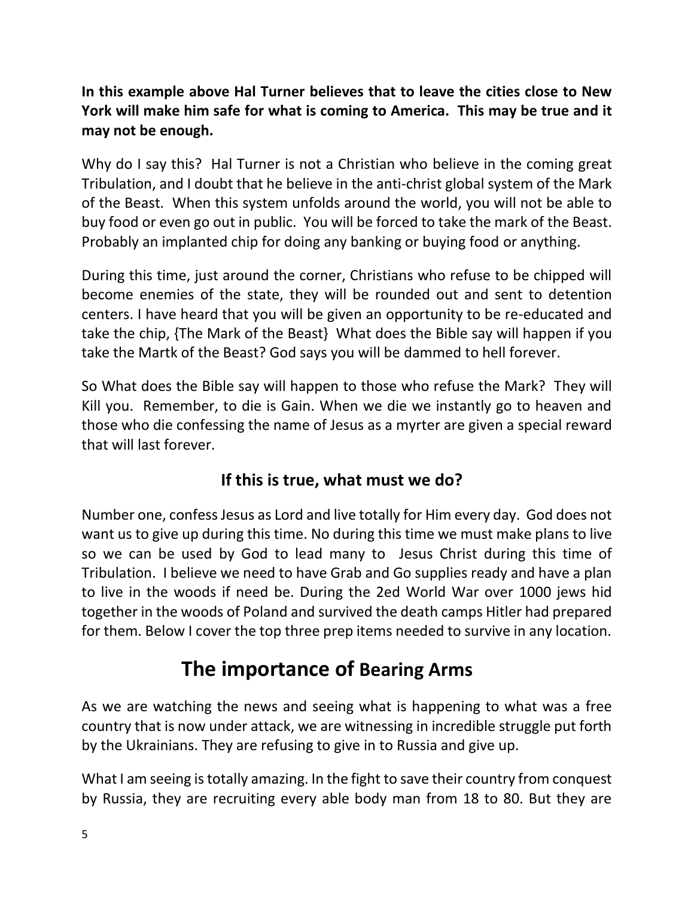**In this example above Hal Turner believes that to leave the cities close to New York will make him safe for what is coming to America. This may be true and it may not be enough.**

Why do I say this? Hal Turner is not a Christian who believe in the coming great Tribulation, and I doubt that he believe in the anti-christ global system of the Mark of the Beast. When this system unfolds around the world, you will not be able to buy food or even go out in public. You will be forced to take the mark of the Beast. Probably an implanted chip for doing any banking or buying food or anything.

During this time, just around the corner, Christians who refuse to be chipped will become enemies of the state, they will be rounded out and sent to detention centers. I have heard that you will be given an opportunity to be re-educated and take the chip, {The Mark of the Beast} What does the Bible say will happen if you take the Martk of the Beast? God says you will be dammed to hell forever.

So What does the Bible say will happen to those who refuse the Mark? They will Kill you. Remember, to die is Gain. When we die we instantly go to heaven and those who die confessing the name of Jesus as a myrter are given a special reward that will last forever.

### If this is true, what must we do?

Number one, confess Jesus as Lord and live totally for Him every day. God does not want us to give up during this time. No during this time we must make plans to live so we can be used by God to lead many to Jesus Christ during this time of Tribulation. I believe we need to have Grab and Go supplies ready and have a plan to live in the woods if need be. During the 2ed World War over 1000 jews hid together in the woods of Poland and survived the death camps Hitler had prepared for them. Below I cover the top three prep items needed to survive in any location.

## The importance of Bearing Arms

As we are watching the news and seeing what is happening to what was a free country that is now under attack, we are witnessing in incredible struggle put forth by the Ukrainians. They are refusing to give in to Russia and give up.

What I am seeing is totally amazing. In the fight to save their country from conquest by Russia, they are recruiting every able body man from 18 to 80. But they are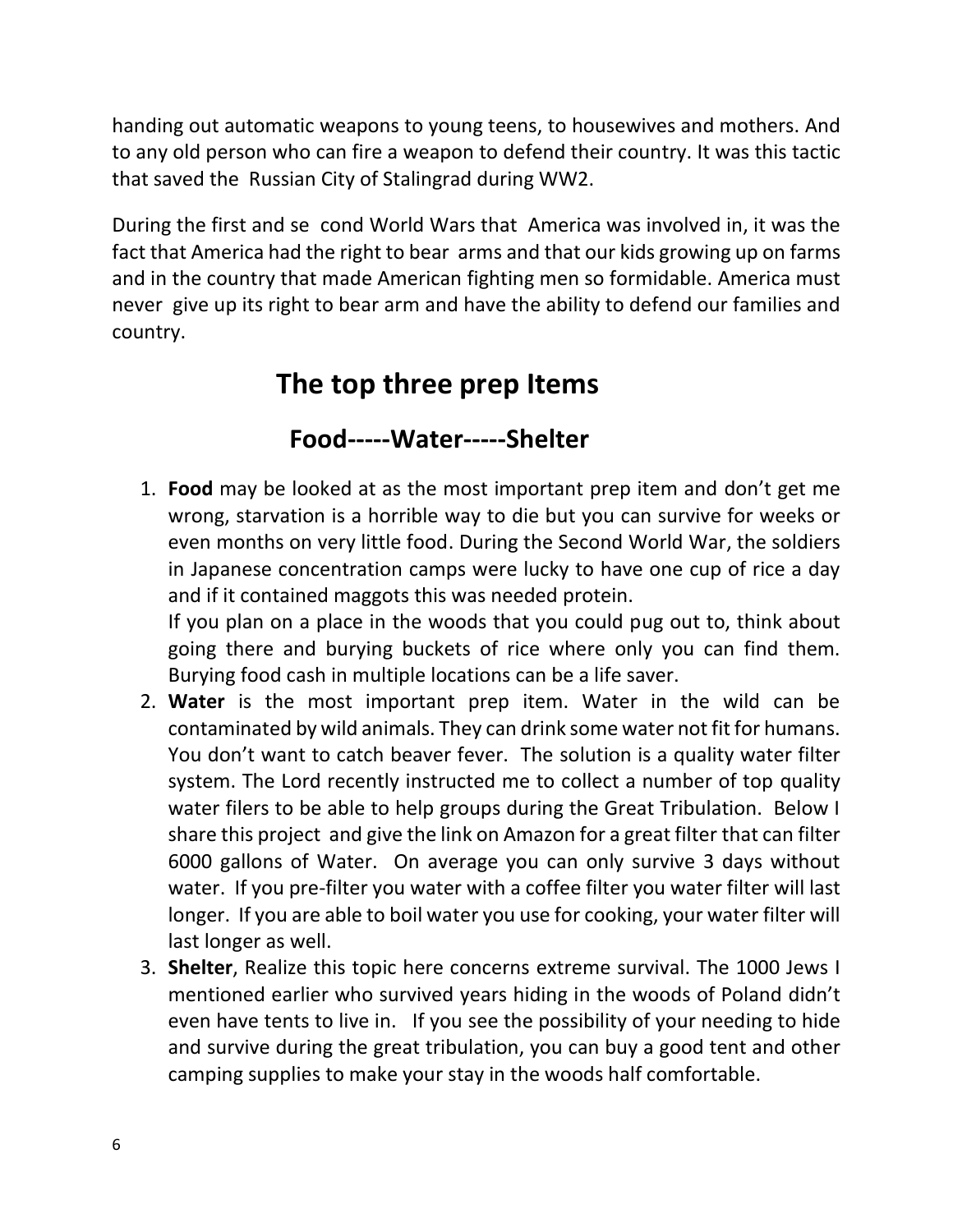handing out automatic weapons to young teens, to housewives and mothers. And to any old person who can fire a weapon to defend their country. It was this tactic that saved the Russian City of Stalingrad during WW2.

During the first and se cond World Wars that America was involved in, it was the fact that America had the right to bear arms and that our kids growing up on farms and in the country that made American fighting men so formidable. America must never give up its right to bear arm and have the ability to defend our families and country.

# The top three prep Items

## Food-----Water-----Shelter

1. **Food** may be looked at as the most important prep item and don't get me wrong, starvation is a horrible way to die but you can survive for weeks or even months on very little food. During the Second World War, the soldiers in Japanese concentration camps were lucky to have one cup of rice a day and if it contained maggots this was needed protein.
   If you plan on a place in the woods that you could pug out to, think about going there and burying buckets of rice where only you can find them. Burying food cash in multiple locations can be a life saver.
2. **Water** is the most important prep item. Water in the wild can be contaminated by wild animals. They can drink some water not fit for humans. You don't want to catch beaver fever. The solution is a quality water filter system. The Lord recently instructed me to collect a number of top quality water filers to be able to help groups during the Great Tribulation. Below I share this project and give the link on Amazon for a great filter that can filter 6000 gallons of Water. On average you can only survive 3 days without water. If you pre-filter you water with a coffee filter you water filter will last longer. If you are able to boil water you use for cooking, your water filter will last longer as well.
3. **Shelter**, Realize this topic here concerns extreme survival. The 1000 Jews I mentioned earlier who survived years hiding in the woods of Poland didn't even have tents to live in. If you see the possibility of your needing to hide and survive during the great tribulation, you can buy a good tent and other camping supplies to make your stay in the woods half comfortable.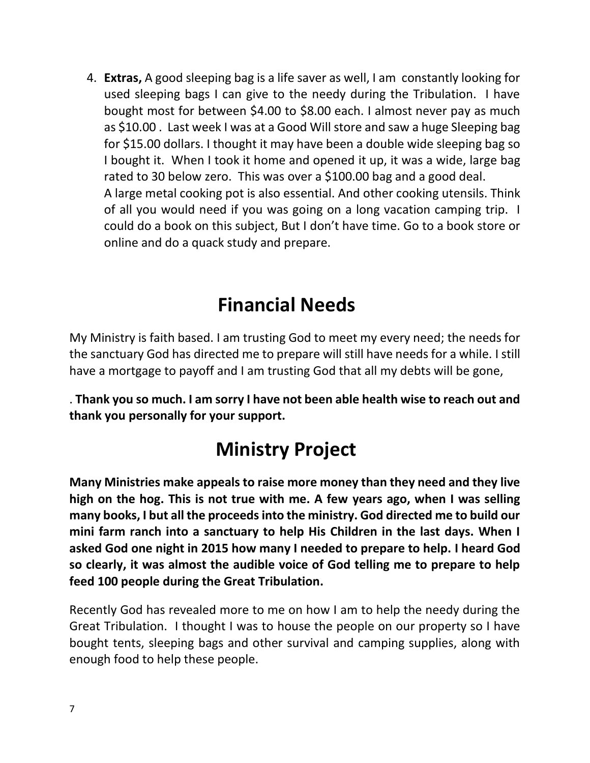4. **Extras,** A good sleeping bag is a life saver as well, I am constantly looking for used sleeping bags I can give to the needy during the Tribulation. I have bought most for between $4.00 to $8.00 each. I almost never pay as much as $10.00 . Last week I was at a Good Will store and saw a huge Sleeping bag for $15.00 dollars. I thought it may have been a double wide sleeping bag so I bought it. When I took it home and opened it up, it was a wide, large bag rated to 30 below zero. This was over a $100.00 bag and a good deal.
   A large metal cooking pot is also essential. And other cooking utensils. Think of all you would need if you was going on a long vacation camping trip. I could do a book on this subject, But I don't have time. Go to a book store or online and do a quack study and prepare.

# Financial Needs

My Ministry is faith based. I am trusting God to meet my every need; the needs for the sanctuary God has directed me to prepare will still have needs for a while. I still have a mortgage to payoff and I am trusting God that all my debts will be gone,

. **Thank you so much. I am sorry I have not been able health wise to reach out and thank you personally for your support.**

# Ministry Project

**Many Ministries make appeals to raise more money than they need and they live high on the hog. This is not true with me. A few years ago, when I was selling many books, I but all the proceeds into the ministry. God directed me to build our mini farm ranch into a sanctuary to help His Children in the last days. When I asked God one night in 2015 how many I needed to prepare to help. I heard God so clearly, it was almost the audible voice of God telling me to prepare to help feed 100 people during the Great Tribulation.**

Recently God has revealed more to me on how I am to help the needy during the Great Tribulation. I thought I was to house the people on our property so I have bought tents, sleeping bags and other survival and camping supplies, along with enough food to help these people.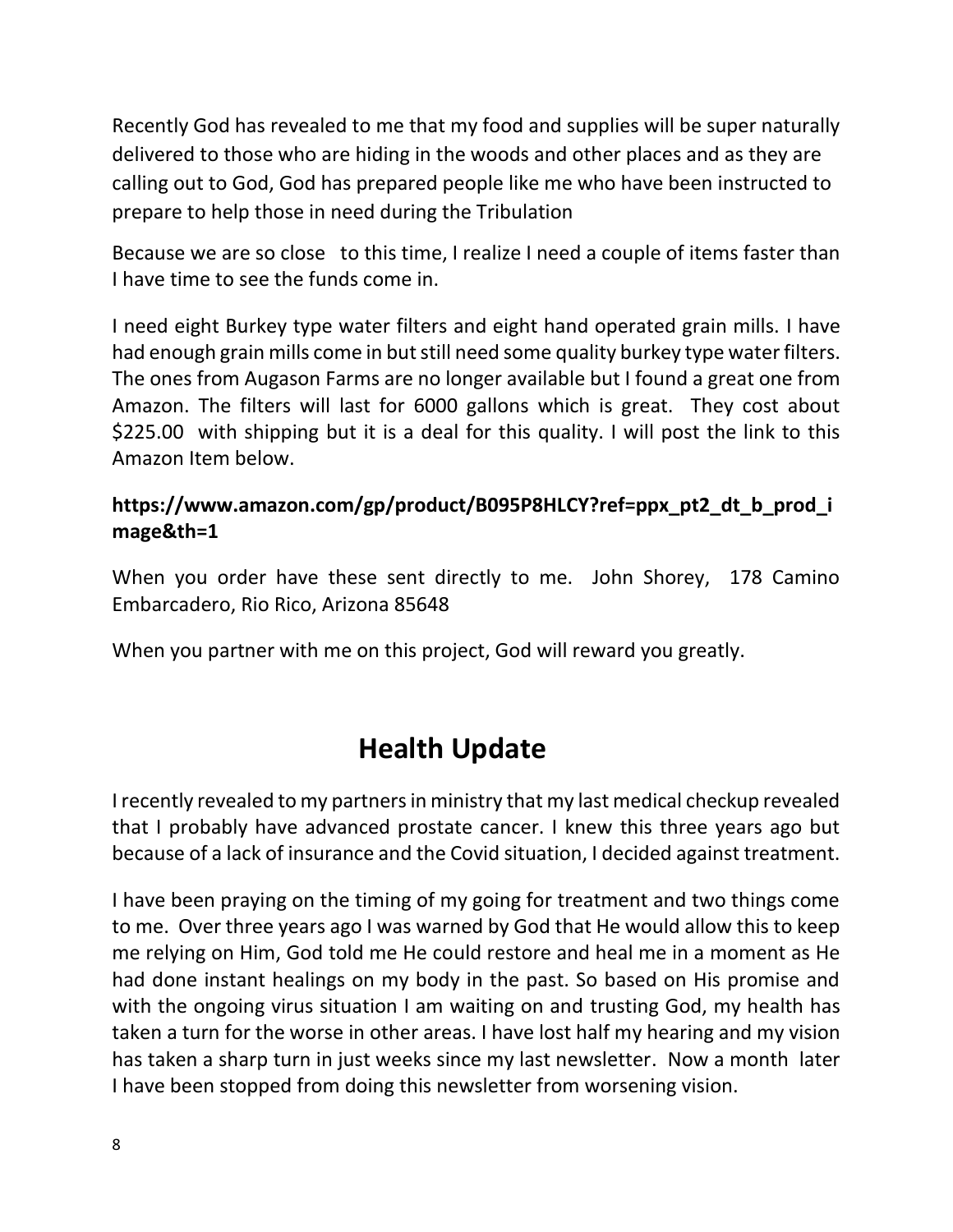Recently God has revealed to me that my food and supplies will be super naturally delivered to those who are hiding in the woods and other places and as they are calling out to God, God has prepared people like me who have been instructed to prepare to help those in need during the Tribulation

Because we are so close to this time, I realize I need a couple of items faster than I have time to see the funds come in.

I need eight Burkey type water filters and eight hand operated grain mills. I have had enough grain mills come in but still need some quality burkey type water filters. The ones from Augason Farms are no longer available but I found a great one from Amazon. The filters will last for 6000 gallons which is great. They cost about $225.00 with shipping but it is a deal for this quality. I will post the link to this Amazon Item below.

**https://www.amazon.com/gp/product/B095P8HLCY?ref=ppx_pt2_dt_b_prod_image&th=1**

When you order have these sent directly to me. John Shorey, 178 Camino Embarcadero, Rio Rico, Arizona 85648

When you partner with me on this project, God will reward you greatly.

## Health Update

I recently revealed to my partners in ministry that my last medical checkup revealed that I probably have advanced prostate cancer. I knew this three years ago but because of a lack of insurance and the Covid situation, I decided against treatment.

I have been praying on the timing of my going for treatment and two things come to me. Over three years ago I was warned by God that He would allow this to keep me relying on Him, God told me He could restore and heal me in a moment as He had done instant healings on my body in the past. So based on His promise and with the ongoing virus situation I am waiting on and trusting God, my health has taken a turn for the worse in other areas. I have lost half my hearing and my vision has taken a sharp turn in just weeks since my last newsletter. Now a month later I have been stopped from doing this newsletter from worsening vision.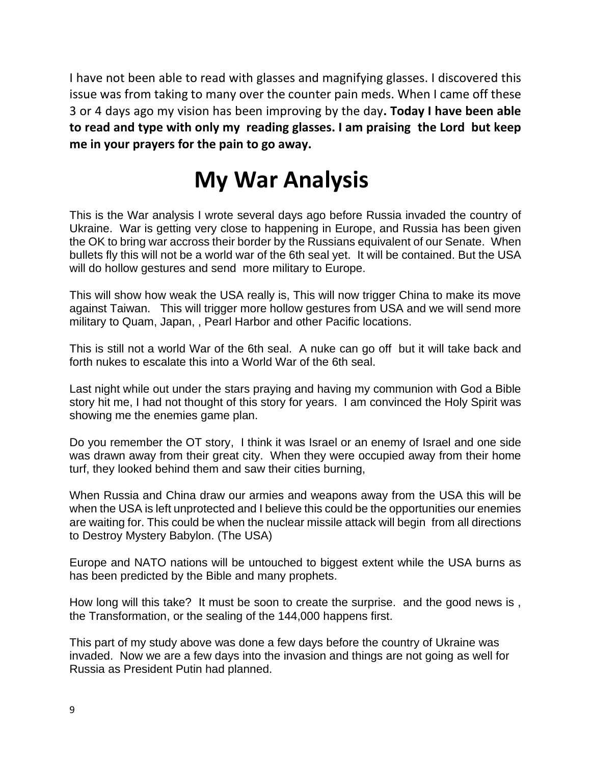I have not been able to read with glasses and magnifying glasses. I discovered this issue was from taking to many over the counter pain meds. When I came off these 3 or 4 days ago my vision has been improving by the day**. Today I have been able to read and type with only my reading glasses. I am praising the Lord but keep me in your prayers for the pain to go away.**

# My War Analysis

This is the War analysis I wrote several days ago before Russia invaded the country of Ukraine. War is getting very close to happening in Europe, and Russia has been given the OK to bring war accross their border by the Russians equivalent of our Senate. When bullets fly this will not be a world war of the 6th seal yet. It will be contained. But the USA will do hollow gestures and send more military to Europe.

This will show how weak the USA really is, This will now trigger China to make its move against Taiwan. This will trigger more hollow gestures from USA and we will send more military to Quam, Japan, , Pearl Harbor and other Pacific locations.

This is still not a world War of the 6th seal. A nuke can go off but it will take back and forth nukes to escalate this into a World War of the 6th seal.

Last night while out under the stars praying and having my communion with God a Bible story hit me, I had not thought of this story for years. I am convinced the Holy Spirit was showing me the enemies game plan.

Do you remember the OT story, I think it was Israel or an enemy of Israel and one side was drawn away from their great city. When they were occupied away from their home turf, they looked behind them and saw their cities burning,

When Russia and China draw our armies and weapons away from the USA this will be when the USA is left unprotected and I believe this could be the opportunities our enemies are waiting for. This could be when the nuclear missile attack will begin from all directions to Destroy Mystery Babylon. (The USA)

Europe and NATO nations will be untouched to biggest extent while the USA burns as has been predicted by the Bible and many prophets.

How long will this take? It must be soon to create the surprise. and the good news is , the Transformation, or the sealing of the 144,000 happens first.

This part of my study above was done a few days before the country of Ukraine was invaded. Now we are a few days into the invasion and things are not going as well for Russia as President Putin had planned.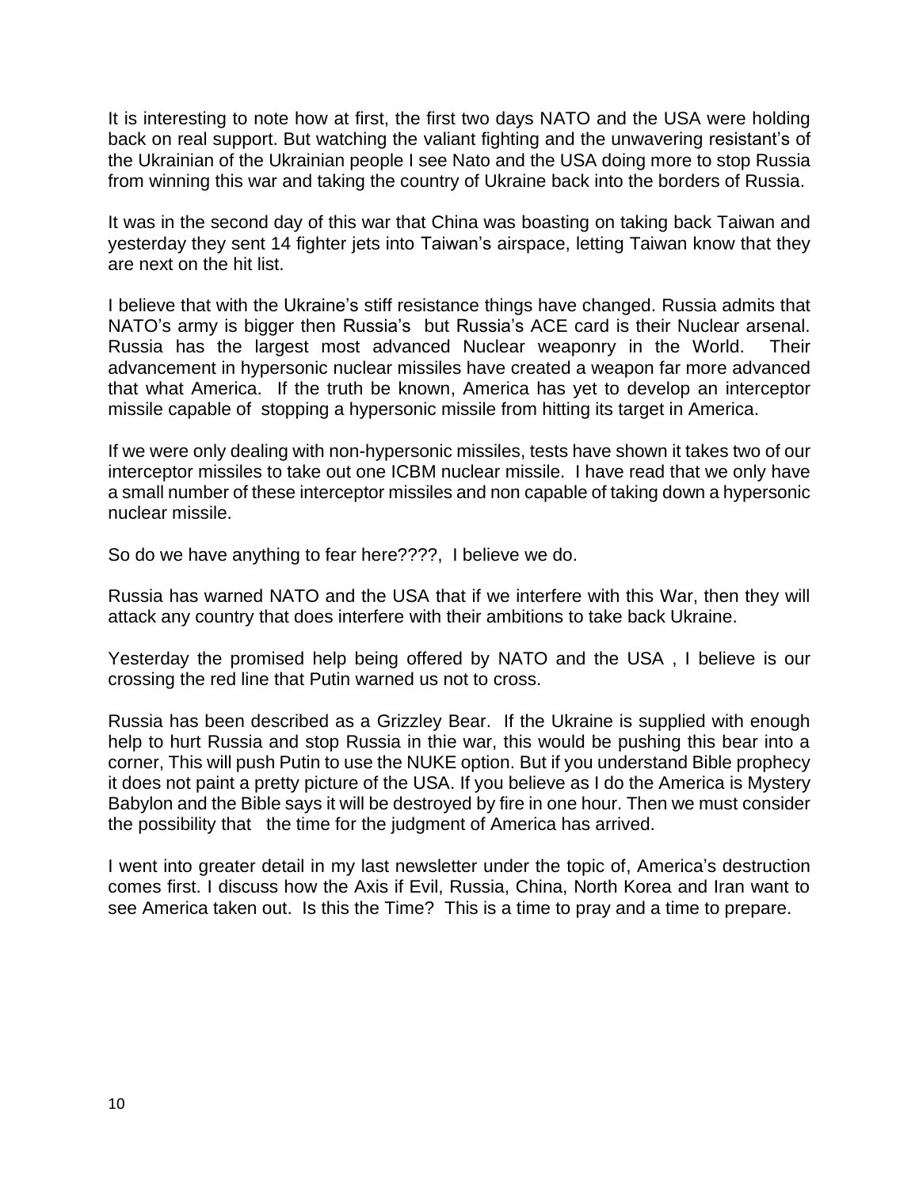It is interesting to note how at first, the first two days NATO and the USA were holding back on real support. But watching the valiant fighting and the unwavering resistant's of the Ukrainian of the Ukrainian people I see Nato and the USA doing more to stop Russia from winning this war and taking the country of Ukraine back into the borders of Russia.

It was in the second day of this war that China was boasting on taking back Taiwan and yesterday they sent 14 fighter jets into Taiwan's airspace, letting Taiwan know that they are next on the hit list.

I believe that with the Ukraine's stiff resistance things have changed. Russia admits that NATO's army is bigger then Russia's but Russia's ACE card is their Nuclear arsenal. Russia has the largest most advanced Nuclear weaponry in the World. Their advancement in hypersonic nuclear missiles have created a weapon far more advanced that what America. If the truth be known, America has yet to develop an interceptor missile capable of stopping a hypersonic missile from hitting its target in America.

If we were only dealing with non-hypersonic missiles, tests have shown it takes two of our interceptor missiles to take out one ICBM nuclear missile. I have read that we only have a small number of these interceptor missiles and non capable of taking down a hypersonic nuclear missile.

So do we have anything to fear here????, I believe we do.

Russia has warned NATO and the USA that if we interfere with this War, then they will attack any country that does interfere with their ambitions to take back Ukraine.

Yesterday the promised help being offered by NATO and the USA , I believe is our crossing the red line that Putin warned us not to cross.

Russia has been described as a Grizzley Bear. If the Ukraine is supplied with enough help to hurt Russia and stop Russia in thie war, this would be pushing this bear into a corner, This will push Putin to use the NUKE option. But if you understand Bible prophecy it does not paint a pretty picture of the USA. If you believe as I do the America is Mystery Babylon and the Bible says it will be destroyed by fire in one hour. Then we must consider the possibility that the time for the judgment of America has arrived.

I went into greater detail in my last newsletter under the topic of, America's destruction comes first. I discuss how the Axis if Evil, Russia, China, North Korea and Iran want to see America taken out. Is this the Time? This is a time to pray and a time to prepare.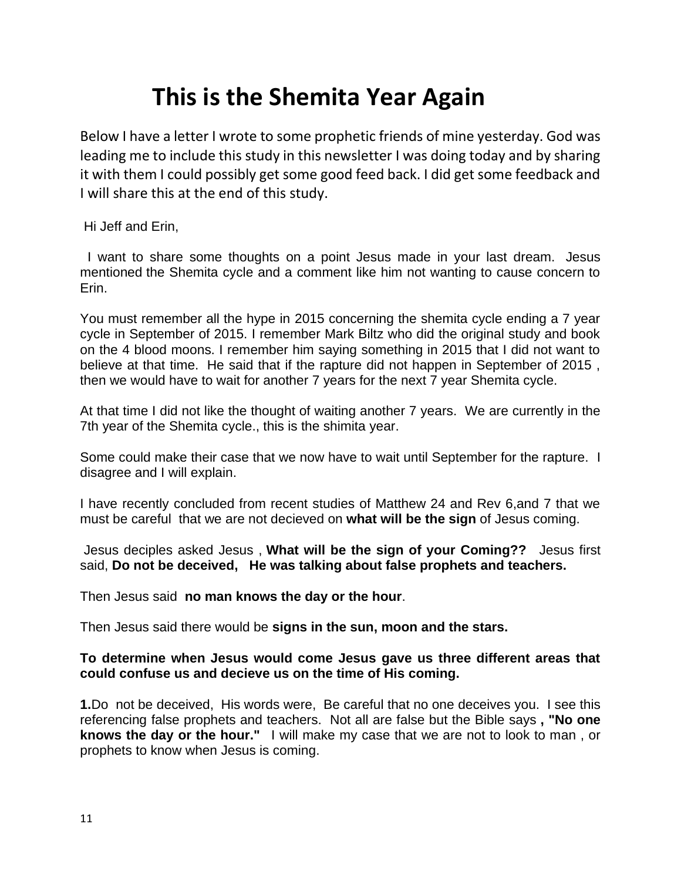# This is the Shemita Year Again

Below I have a letter I wrote to some prophetic friends of mine yesterday. God was leading me to include this study in this newsletter I was doing today and by sharing it with them I could possibly get some good feed back. I did get some feedback and I will share this at the end of this study.

Hi Jeff and Erin,

I want to share some thoughts on a point Jesus made in your last dream. Jesus mentioned the Shemita cycle and a comment like him not wanting to cause concern to Erin.

You must remember all the hype in 2015 concerning the shemita cycle ending a 7 year cycle in September of 2015. I remember Mark Biltz who did the original study and book on the 4 blood moons. I remember him saying something in 2015 that I did not want to believe at that time. He said that if the rapture did not happen in September of 2015 , then we would have to wait for another 7 years for the next 7 year Shemita cycle.

At that time I did not like the thought of waiting another 7 years. We are currently in the 7th year of the Shemita cycle., this is the shimita year.

Some could make their case that we now have to wait until September for the rapture. I disagree and I will explain.

I have recently concluded from recent studies of Matthew 24 and Rev 6,and 7 that we must be careful that we are not decieved on **what will be the sign** of Jesus coming.

Jesus deciples asked Jesus , **What will be the sign of your Coming??** Jesus first said, **Do not be deceived, He was talking about false prophets and teachers.**

Then Jesus said **no man knows the day or the hour**.

Then Jesus said there would be **signs in the sun, moon and the stars.**

**To determine when Jesus would come Jesus gave us three different areas that could confuse us and decieve us on the time of His coming.**

**1.**Do not be deceived, His words were, Be careful that no one deceives you. I see this referencing false prophets and teachers. Not all are false but the Bible says **, "No one knows the day or the hour."** I will make my case that we are not to look to man , or prophets to know when Jesus is coming.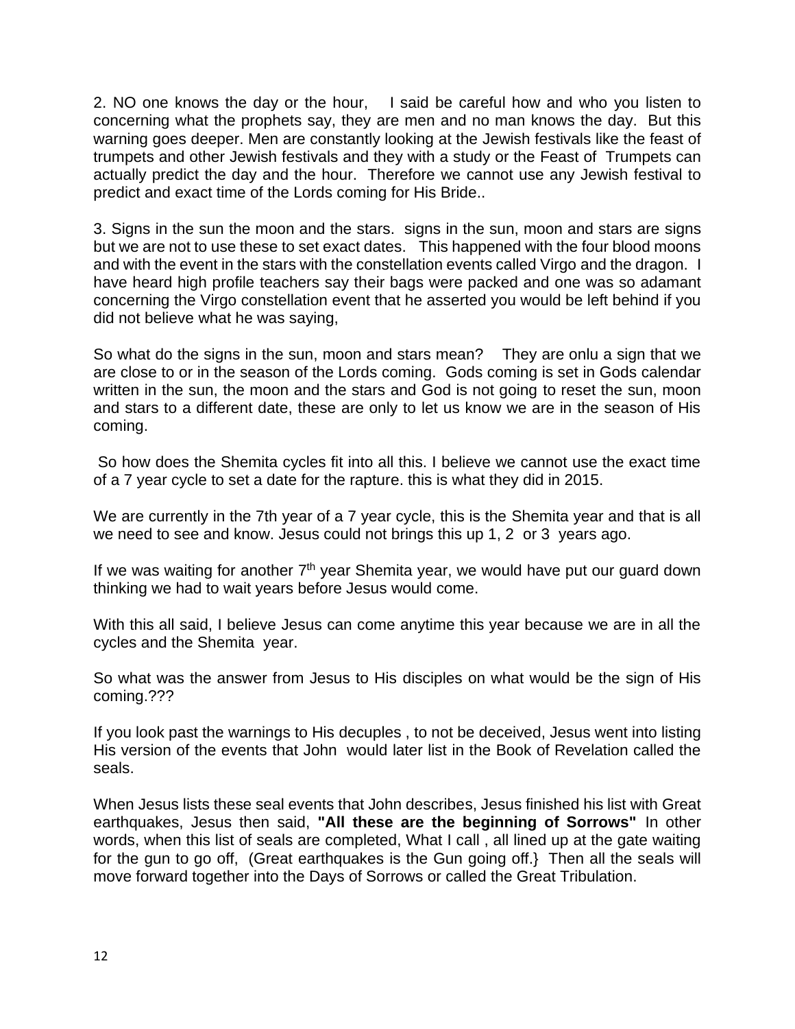2. NO one knows the day or the hour,    I said be careful how and who you listen to concerning what the prophets say, they are men and no man knows the day.  But this warning goes deeper. Men are constantly looking at the Jewish festivals like the feast of trumpets and other Jewish festivals and they with a study or the Feast of  Trumpets can actually predict the day and the hour.  Therefore we cannot use any Jewish festival to predict and exact time of the Lords coming for His Bride..

3. Signs in the sun the moon and the stars.  signs in the sun, moon and stars are signs but we are not to use these to set exact dates.   This happened with the four blood moons and with the event in the stars with the constellation events called Virgo and the dragon.  I have heard high profile teachers say their bags were packed and one was so adamant concerning the Virgo constellation event that he asserted you would be left behind if you did not believe what he was saying,

So what do the signs in the sun, moon and stars mean?    They are onlu a sign that we are close to or in the season of the Lords coming.  Gods coming is set in Gods calendar written in the sun, the moon and the stars and God is not going to reset the sun, moon and stars to a different date, these are only to let us know we are in the season of His coming.

So how does the Shemita cycles fit into all this. I believe we cannot use the exact time of a 7 year cycle to set a date for the rapture. this is what they did in 2015.

We are currently in the 7th year of a 7 year cycle, this is the Shemita year and that is all we need to see and know. Jesus could not brings this up 1, 2  or 3  years ago.

If we was waiting for another 7th year Shemita year, we would have put our guard down thinking we had to wait years before Jesus would come.

With this all said, I believe Jesus can come anytime this year because we are in all the cycles and the Shemita  year.

So what was the answer from Jesus to His disciples on what would be the sign of His coming.???

If you look past the warnings to His decuples , to not be deceived, Jesus went into listing His version of the events that John  would later list in the Book of Revelation called the seals.

When Jesus lists these seal events that John describes, Jesus finished his list with Great earthquakes, Jesus then said, **"All these are the beginning of Sorrows"** In other words, when this list of seals are completed, What I call , all lined up at the gate waiting for the gun to go off,  (Great earthquakes is the Gun going off.}  Then all the seals will move forward together into the Days of Sorrows or called the Great Tribulation.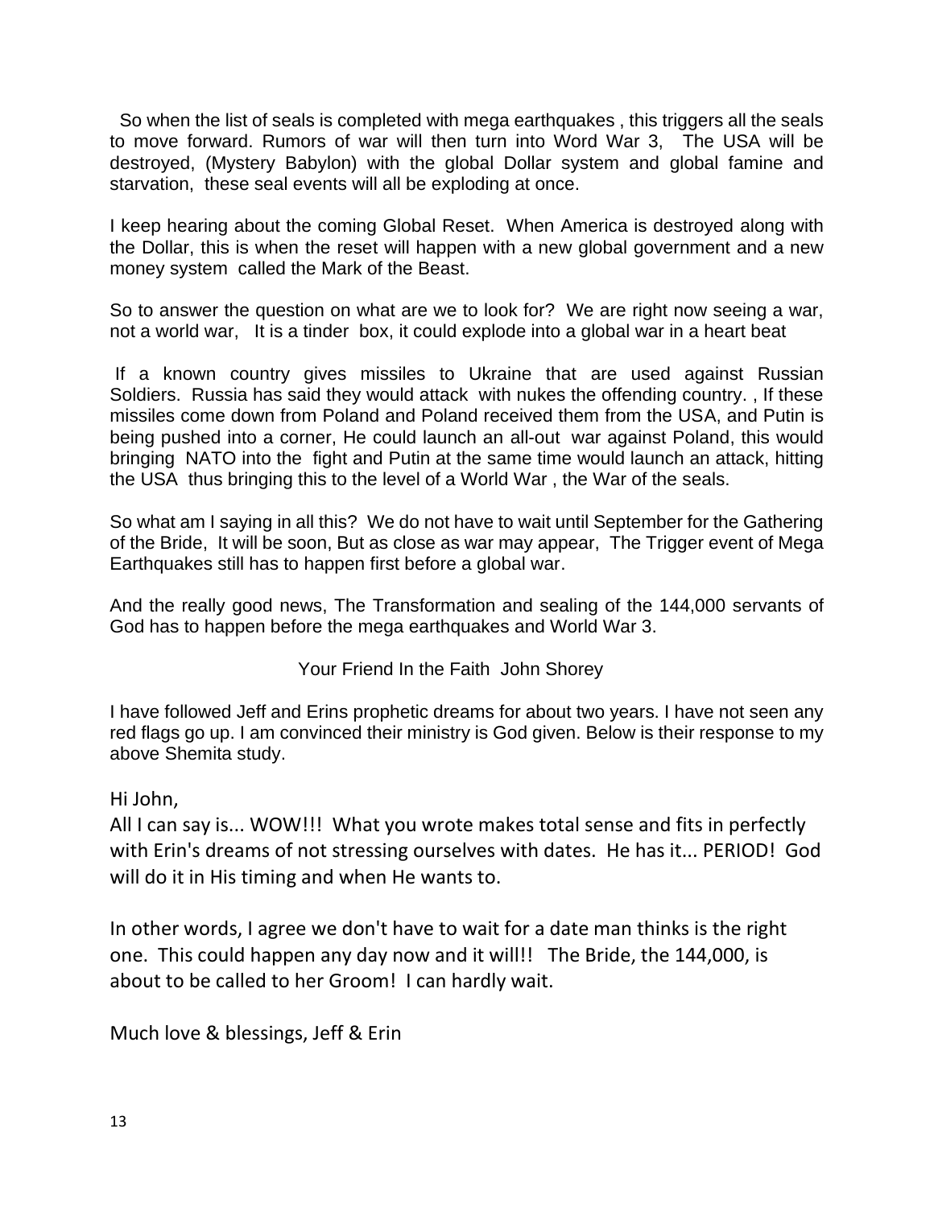So when the list of seals is completed with mega earthquakes , this triggers all the seals to move forward. Rumors of war will then turn into Word War 3, The USA will be destroyed, (Mystery Babylon) with the global Dollar system and global famine and starvation, these seal events will all be exploding at once.

I keep hearing about the coming Global Reset. When America is destroyed along with the Dollar, this is when the reset will happen with a new global government and a new money system called the Mark of the Beast.

So to answer the question on what are we to look for? We are right now seeing a war, not a world war, It is a tinder box, it could explode into a global war in a heart beat

If a known country gives missiles to Ukraine that are used against Russian Soldiers. Russia has said they would attack with nukes the offending country. , If these missiles come down from Poland and Poland received them from the USA, and Putin is being pushed into a corner, He could launch an all-out war against Poland, this would bringing NATO into the fight and Putin at the same time would launch an attack, hitting the USA thus bringing this to the level of a World War , the War of the seals.

So what am I saying in all this? We do not have to wait until September for the Gathering of the Bride, It will be soon, But as close as war may appear, The Trigger event of Mega Earthquakes still has to happen first before a global war.

And the really good news, The Transformation and sealing of the 144,000 servants of God has to happen before the mega earthquakes and World War 3.

Your Friend In the Faith John Shorey

I have followed Jeff and Erins prophetic dreams for about two years. I have not seen any red flags go up. I am convinced their ministry is God given. Below is their response to my above Shemita study.

Hi John,

All I can say is... WOW!!! What you wrote makes total sense and fits in perfectly with Erin's dreams of not stressing ourselves with dates. He has it... PERIOD! God will do it in His timing and when He wants to.

In other words, I agree we don't have to wait for a date man thinks is the right one. This could happen any day now and it will!! The Bride, the 144,000, is about to be called to her Groom! I can hardly wait.

Much love & blessings, Jeff & Erin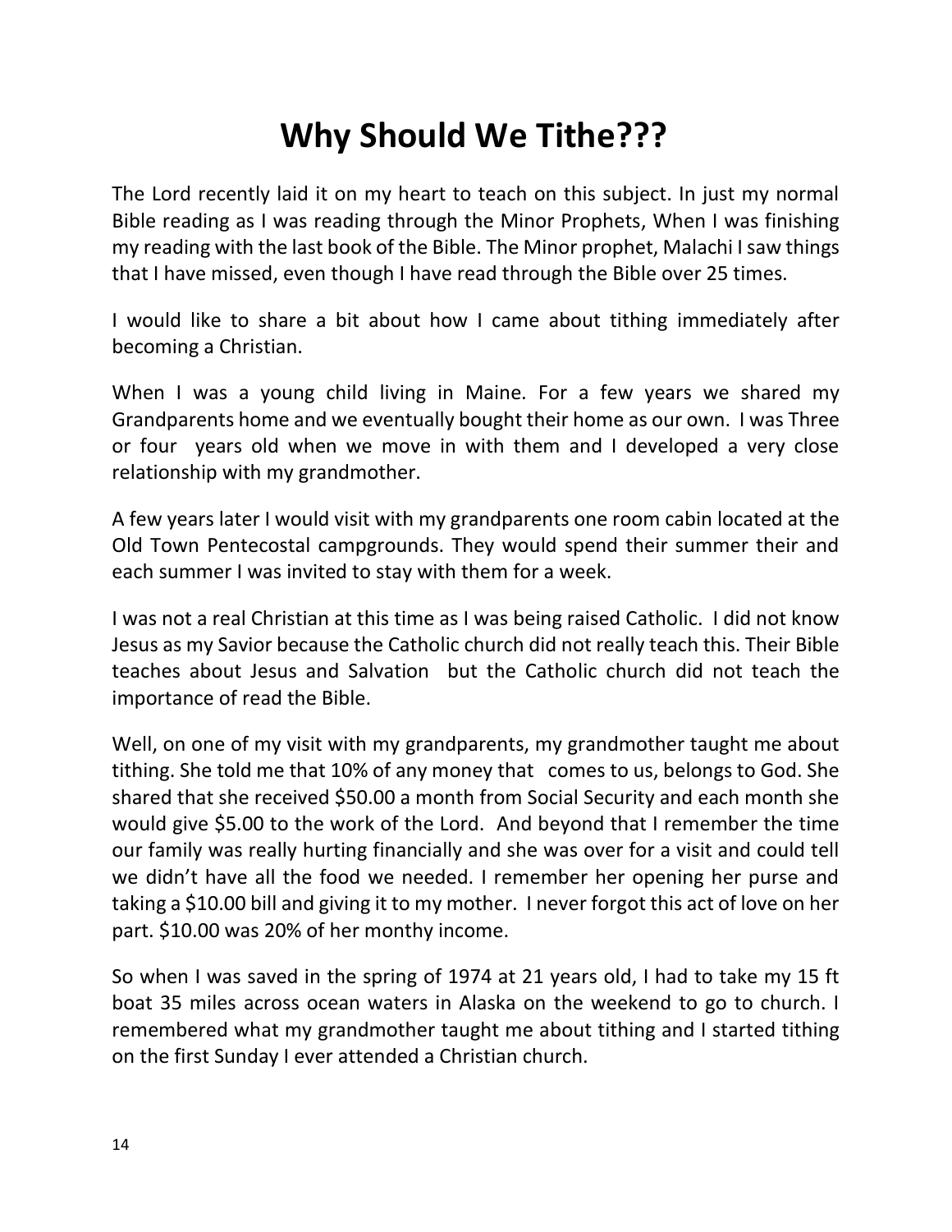# Why Should We Tithe???

The Lord recently laid it on my heart to teach on this subject. In just my normal Bible reading as I was reading through the Minor Prophets, When I was finishing my reading with the last book of the Bible. The Minor prophet, Malachi I saw things that I have missed, even though I have read through the Bible over 25 times.

I would like to share a bit about how I came about tithing immediately after becoming a Christian.

When I was a young child living in Maine. For a few years we shared my Grandparents home and we eventually bought their home as our own. I was Three or four years old when we move in with them and I developed a very close relationship with my grandmother.

A few years later I would visit with my grandparents one room cabin located at the Old Town Pentecostal campgrounds. They would spend their summer their and each summer I was invited to stay with them for a week.

I was not a real Christian at this time as I was being raised Catholic. I did not know Jesus as my Savior because the Catholic church did not really teach this. Their Bible teaches about Jesus and Salvation but the Catholic church did not teach the importance of read the Bible.

Well, on one of my visit with my grandparents, my grandmother taught me about tithing. She told me that 10% of any money that comes to us, belongs to God. She shared that she received $50.00 a month from Social Security and each month she would give $5.00 to the work of the Lord. And beyond that I remember the time our family was really hurting financially and she was over for a visit and could tell we didn't have all the food we needed. I remember her opening her purse and taking a $10.00 bill and giving it to my mother. I never forgot this act of love on her part. $10.00 was 20% of her monthy income.

So when I was saved in the spring of 1974 at 21 years old, I had to take my 15 ft boat 35 miles across ocean waters in Alaska on the weekend to go to church. I remembered what my grandmother taught me about tithing and I started tithing on the first Sunday I ever attended a Christian church.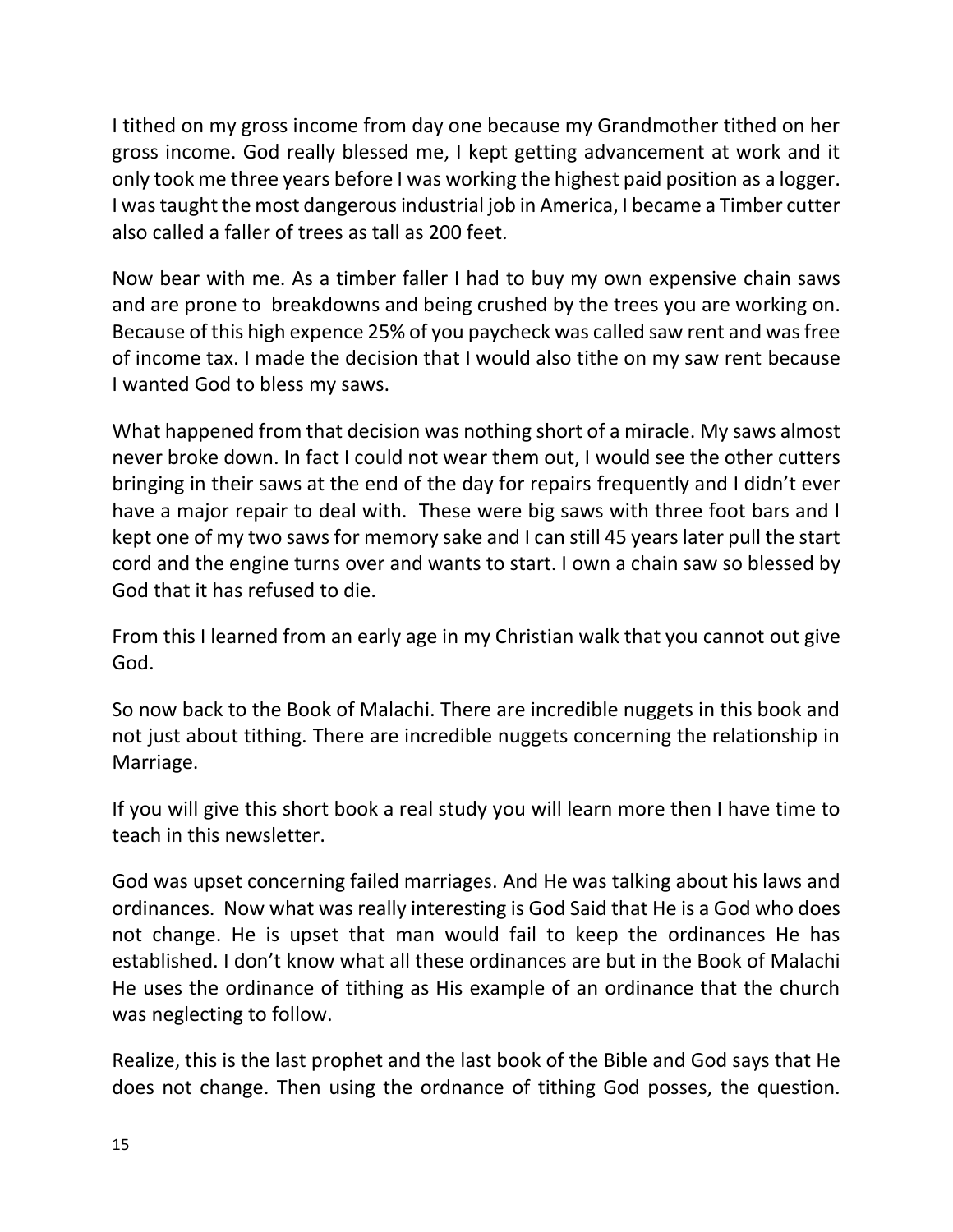I tithed on my gross income from day one because my Grandmother tithed on her gross income. God really blessed me, I kept getting advancement at work and it only took me three years before I was working the highest paid position as a logger. I was taught the most dangerous industrial job in America, I became a Timber cutter also called a faller of trees as tall as 200 feet.

Now bear with me. As a timber faller I had to buy my own expensive chain saws and are prone to  breakdowns and being crushed by the trees you are working on. Because of this high expence 25% of you paycheck was called saw rent and was free of income tax. I made the decision that I would also tithe on my saw rent because I wanted God to bless my saws.

What happened from that decision was nothing short of a miracle. My saws almost never broke down. In fact I could not wear them out, I would see the other cutters bringing in their saws at the end of the day for repairs frequently and I didn't ever have a major repair to deal with.  These were big saws with three foot bars and I kept one of my two saws for memory sake and I can still 45 years later pull the start cord and the engine turns over and wants to start. I own a chain saw so blessed by God that it has refused to die.

From this I learned from an early age in my Christian walk that you cannot out give God.

So now back to the Book of Malachi. There are incredible nuggets in this book and not just about tithing. There are incredible nuggets concerning the relationship in Marriage.

If you will give this short book a real study you will learn more then I have time to teach in this newsletter.

God was upset concerning failed marriages. And He was talking about his laws and ordinances.  Now what was really interesting is God Said that He is a God who does not change. He is upset that man would fail to keep the ordinances He has established. I don't know what all these ordinances are but in the Book of Malachi He uses the ordinance of tithing as His example of an ordinance that the church was neglecting to follow.

Realize, this is the last prophet and the last book of the Bible and God says that He does not change. Then using the ordnance of tithing God posses, the question.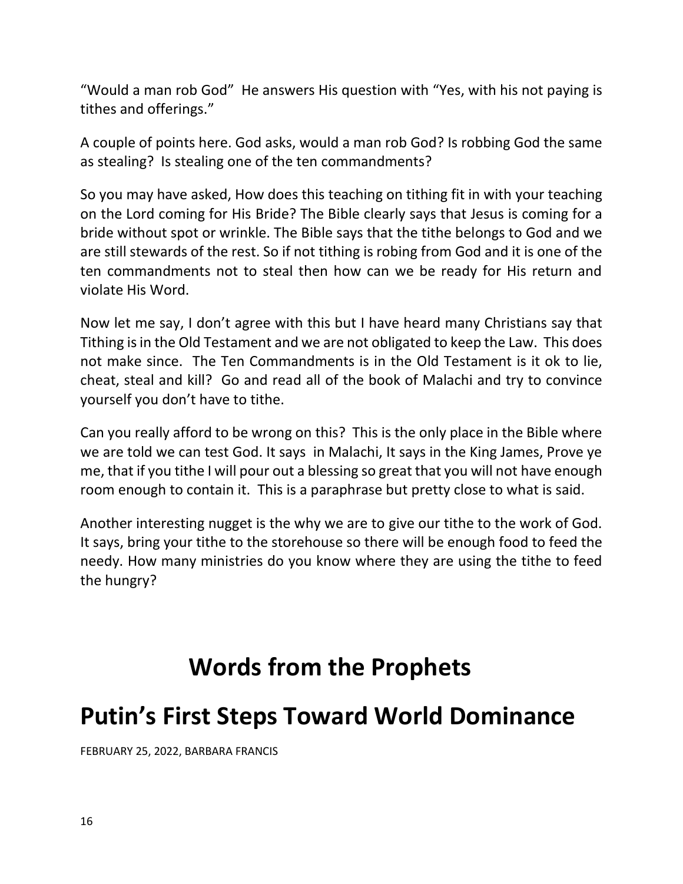"Would a man rob God" He answers His question with "Yes, with his not paying is tithes and offerings."

A couple of points here. God asks, would a man rob God? Is robbing God the same as stealing? Is stealing one of the ten commandments?

So you may have asked, How does this teaching on tithing fit in with your teaching on the Lord coming for His Bride? The Bible clearly says that Jesus is coming for a bride without spot or wrinkle. The Bible says that the tithe belongs to God and we are still stewards of the rest. So if not tithing is robing from God and it is one of the ten commandments not to steal then how can we be ready for His return and violate His Word.

Now let me say, I don't agree with this but I have heard many Christians say that Tithing is in the Old Testament and we are not obligated to keep the Law. This does not make since. The Ten Commandments is in the Old Testament is it ok to lie, cheat, steal and kill? Go and read all of the book of Malachi and try to convince yourself you don't have to tithe.

Can you really afford to be wrong on this? This is the only place in the Bible where we are told we can test God. It says in Malachi, It says in the King James, Prove ye me, that if you tithe I will pour out a blessing so great that you will not have enough room enough to contain it. This is a paraphrase but pretty close to what is said.

Another interesting nugget is the why we are to give our tithe to the work of God. It says, bring your tithe to the storehouse so there will be enough food to feed the needy. How many ministries do you know where they are using the tithe to feed the hungry?

# Words from the Prophets

# Putin's First Steps Toward World Dominance

FEBRUARY 25, 2022, BARBARA FRANCIS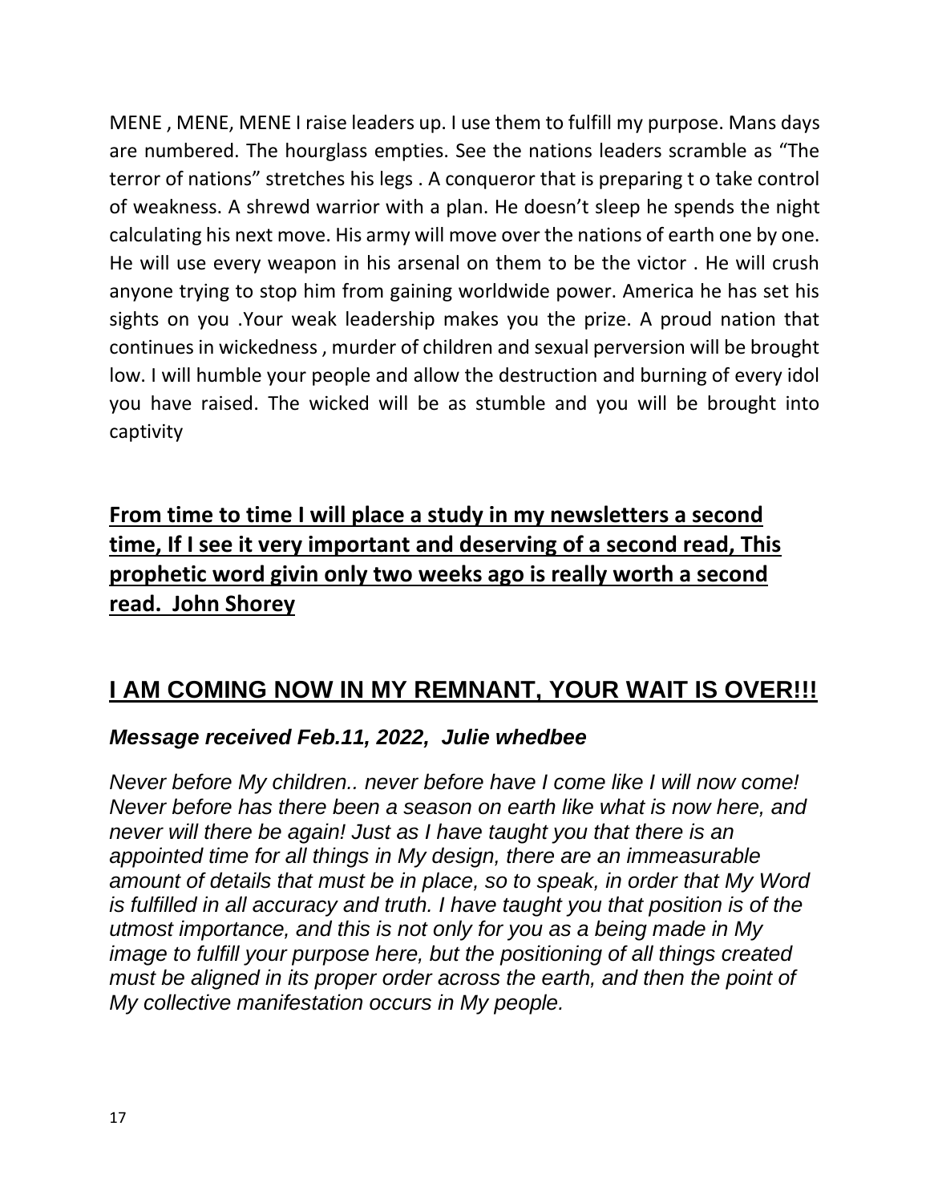MENE , MENE, MENE I raise leaders up. I use them to fulfill my purpose. Mans days are numbered. The hourglass empties. See the nations leaders scramble as "The terror of nations" stretches his legs . A conqueror that is preparing t o take control of weakness. A shrewd warrior with a plan. He doesn't sleep he spends the night calculating his next move. His army will move over the nations of earth one by one. He will use every weapon in his arsenal on them to be the victor . He will crush anyone trying to stop him from gaining worldwide power. America he has set his sights on you .Your weak leadership makes you the prize. A proud nation that continues in wickedness , murder of children and sexual perversion will be brought low. I will humble your people and allow the destruction and burning of every idol you have raised. The wicked will be as stumble and you will be brought into captivity

**From time to time I will place a study in my newsletters a second time, If I see it very important and deserving of a second read, This prophetic word givin only two weeks ago is really worth a second read. John Shorey**

## I AM COMING NOW IN MY REMNANT, YOUR WAIT IS OVER!!!

***Message received Feb.11, 2022, Julie whedbee***

*Never before My children.. never before have I come like I will now come! Never before has there been a season on earth like what is now here, and never will there be again! Just as I have taught you that there is an appointed time for all things in My design, there are an immeasurable amount of details that must be in place, so to speak, in order that My Word is fulfilled in all accuracy and truth. I have taught you that position is of the utmost importance, and this is not only for you as a being made in My image to fulfill your purpose here, but the positioning of all things created must be aligned in its proper order across the earth, and then the point of My collective manifestation occurs in My people.*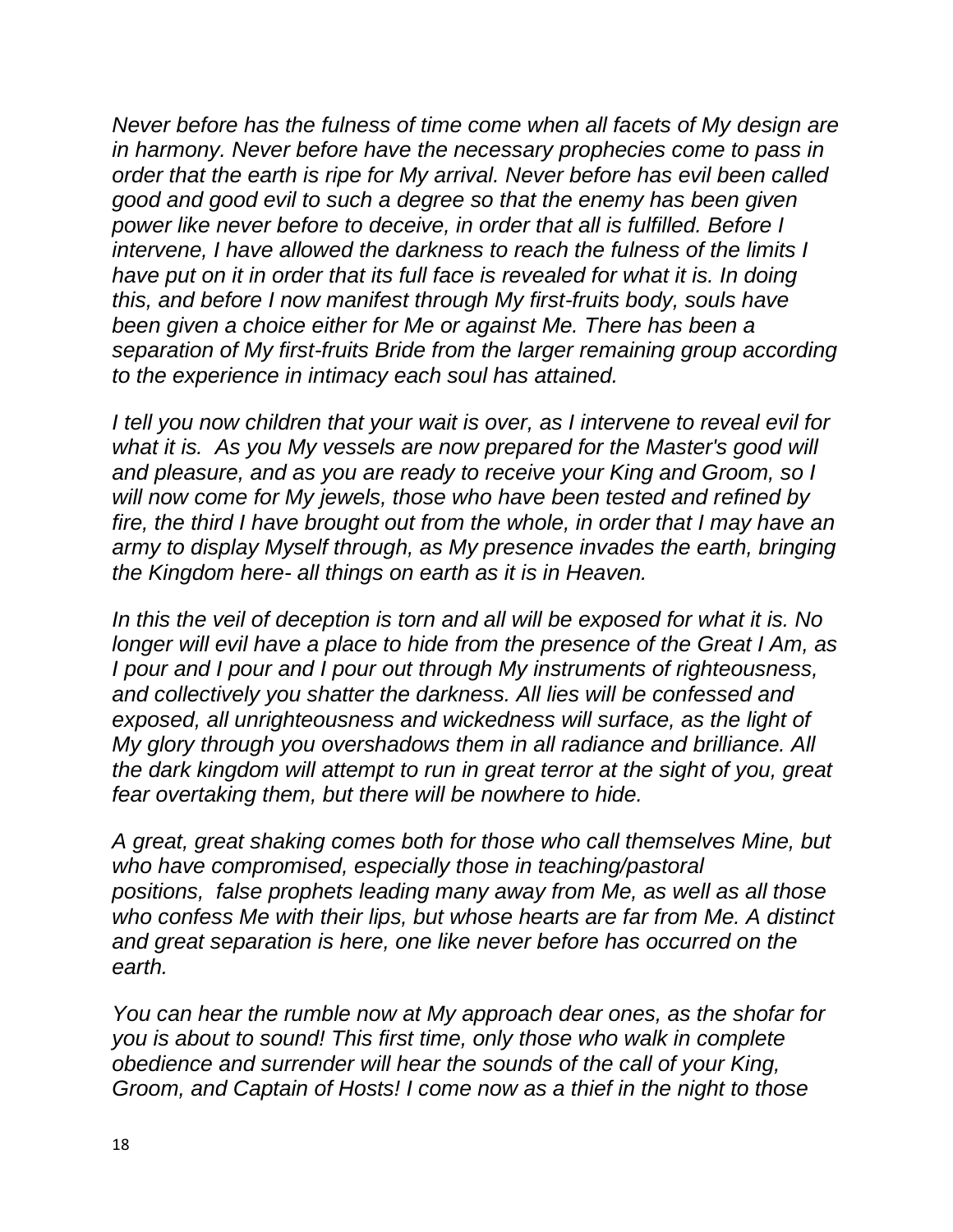*Never before has the fulness of time come when all facets of My design are in harmony. Never before have the necessary prophecies come to pass in order that the earth is ripe for My arrival. Never before has evil been called good and good evil to such a degree so that the enemy has been given power like never before to deceive, in order that all is fulfilled. Before I intervene, I have allowed the darkness to reach the fulness of the limits I have put on it in order that its full face is revealed for what it is. In doing this, and before I now manifest through My first-fruits body, souls have been given a choice either for Me or against Me. There has been a separation of My first-fruits Bride from the larger remaining group according to the experience in intimacy each soul has attained.*

*I tell you now children that your wait is over, as I intervene to reveal evil for what it is. As you My vessels are now prepared for the Master's good will and pleasure, and as you are ready to receive your King and Groom, so I will now come for My jewels, those who have been tested and refined by fire, the third I have brought out from the whole, in order that I may have an army to display Myself through, as My presence invades the earth, bringing the Kingdom here- all things on earth as it is in Heaven.*

*In this the veil of deception is torn and all will be exposed for what it is. No longer will evil have a place to hide from the presence of the Great I Am, as I pour and I pour and I pour out through My instruments of righteousness, and collectively you shatter the darkness. All lies will be confessed and exposed, all unrighteousness and wickedness will surface, as the light of My glory through you overshadows them in all radiance and brilliance. All the dark kingdom will attempt to run in great terror at the sight of you, great fear overtaking them, but there will be nowhere to hide.*

*A great, great shaking comes both for those who call themselves Mine, but who have compromised, especially those in teaching/pastoral positions, false prophets leading many away from Me, as well as all those who confess Me with their lips, but whose hearts are far from Me. A distinct and great separation is here, one like never before has occurred on the earth.*

*You can hear the rumble now at My approach dear ones, as the shofar for you is about to sound! This first time, only those who walk in complete obedience and surrender will hear the sounds of the call of your King, Groom, and Captain of Hosts! I come now as a thief in the night to those*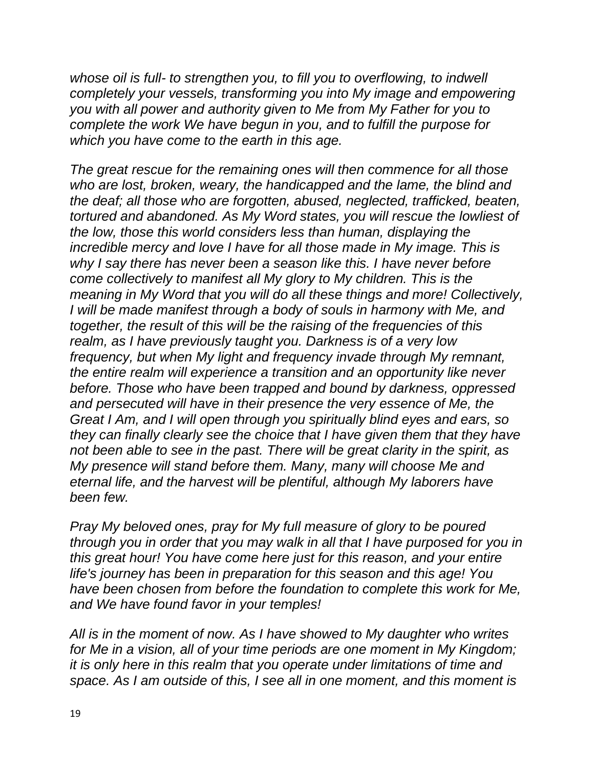*whose oil is full- to strengthen you, to fill you to overflowing, to indwell completely your vessels, transforming you into My image and empowering you with all power and authority given to Me from My Father for you to complete the work We have begun in you, and to fulfill the purpose for which you have come to the earth in this age.*

*The great rescue for the remaining ones will then commence for all those who are lost, broken, weary, the handicapped and the lame, the blind and the deaf; all those who are forgotten, abused, neglected, trafficked, beaten, tortured and abandoned. As My Word states, you will rescue the lowliest of the low, those this world considers less than human, displaying the incredible mercy and love I have for all those made in My image. This is why I say there has never been a season like this. I have never before come collectively to manifest all My glory to My children. This is the meaning in My Word that you will do all these things and more! Collectively, I will be made manifest through a body of souls in harmony with Me, and together, the result of this will be the raising of the frequencies of this realm, as I have previously taught you. Darkness is of a very low frequency, but when My light and frequency invade through My remnant, the entire realm will experience a transition and an opportunity like never before. Those who have been trapped and bound by darkness, oppressed and persecuted will have in their presence the very essence of Me, the Great I Am, and I will open through you spiritually blind eyes and ears, so they can finally clearly see the choice that I have given them that they have not been able to see in the past. There will be great clarity in the spirit, as My presence will stand before them. Many, many will choose Me and eternal life, and the harvest will be plentiful, although My laborers have been few.*

*Pray My beloved ones, pray for My full measure of glory to be poured through you in order that you may walk in all that I have purposed for you in this great hour! You have come here just for this reason, and your entire life's journey has been in preparation for this season and this age! You have been chosen from before the foundation to complete this work for Me, and We have found favor in your temples!*

*All is in the moment of now. As I have showed to My daughter who writes for Me in a vision, all of your time periods are one moment in My Kingdom; it is only here in this realm that you operate under limitations of time and space. As I am outside of this, I see all in one moment, and this moment is*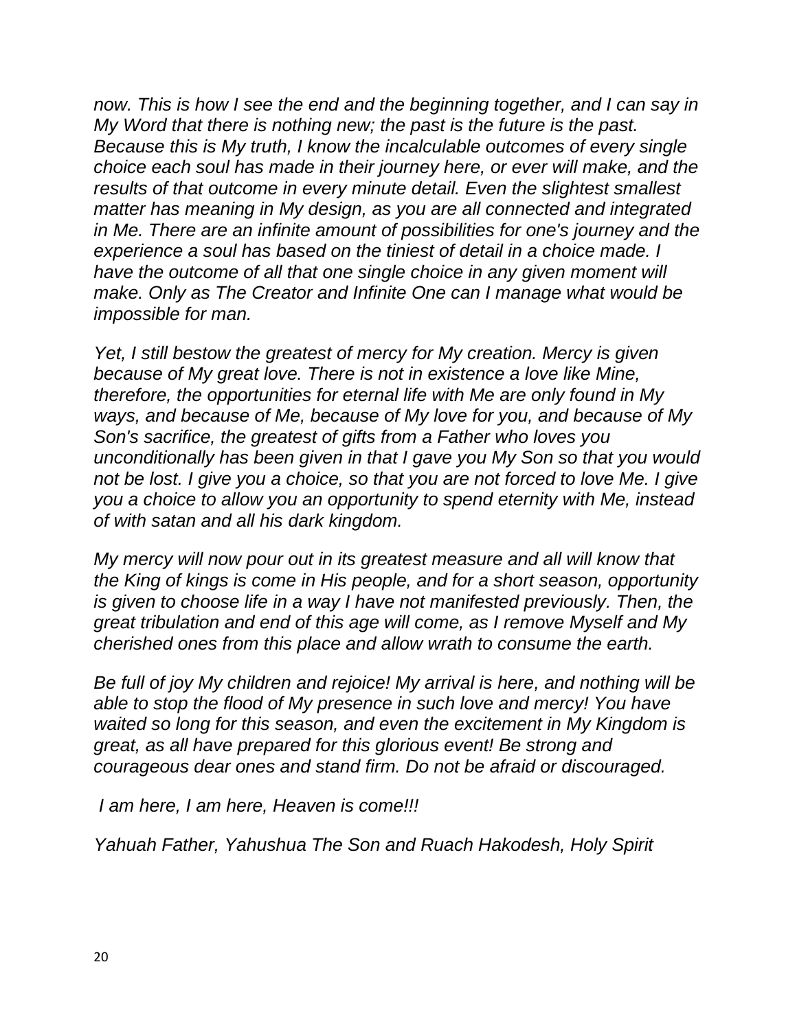*now. This is how I see the end and the beginning together, and I can say in My Word that there is nothing new; the past is the future is the past. Because this is My truth, I know the incalculable outcomes of every single choice each soul has made in their journey here, or ever will make, and the results of that outcome in every minute detail. Even the slightest smallest matter has meaning in My design, as you are all connected and integrated in Me. There are an infinite amount of possibilities for one's journey and the experience a soul has based on the tiniest of detail in a choice made. I have the outcome of all that one single choice in any given moment will make. Only as The Creator and Infinite One can I manage what would be impossible for man.*

*Yet, I still bestow the greatest of mercy for My creation. Mercy is given because of My great love. There is not in existence a love like Mine, therefore, the opportunities for eternal life with Me are only found in My ways, and because of Me, because of My love for you, and because of My Son's sacrifice, the greatest of gifts from a Father who loves you unconditionally has been given in that I gave you My Son so that you would not be lost. I give you a choice, so that you are not forced to love Me. I give you a choice to allow you an opportunity to spend eternity with Me, instead of with satan and all his dark kingdom.*

*My mercy will now pour out in its greatest measure and all will know that the King of kings is come in His people, and for a short season, opportunity is given to choose life in a way I have not manifested previously. Then, the great tribulation and end of this age will come, as I remove Myself and My cherished ones from this place and allow wrath to consume the earth.*

*Be full of joy My children and rejoice! My arrival is here, and nothing will be able to stop the flood of My presence in such love and mercy! You have waited so long for this season, and even the excitement in My Kingdom is great, as all have prepared for this glorious event! Be strong and courageous dear ones and stand firm. Do not be afraid or discouraged.*

*I am here, I am here, Heaven is come!!!*

*Yahuah Father, Yahushua The Son and Ruach Hakodesh, Holy Spirit*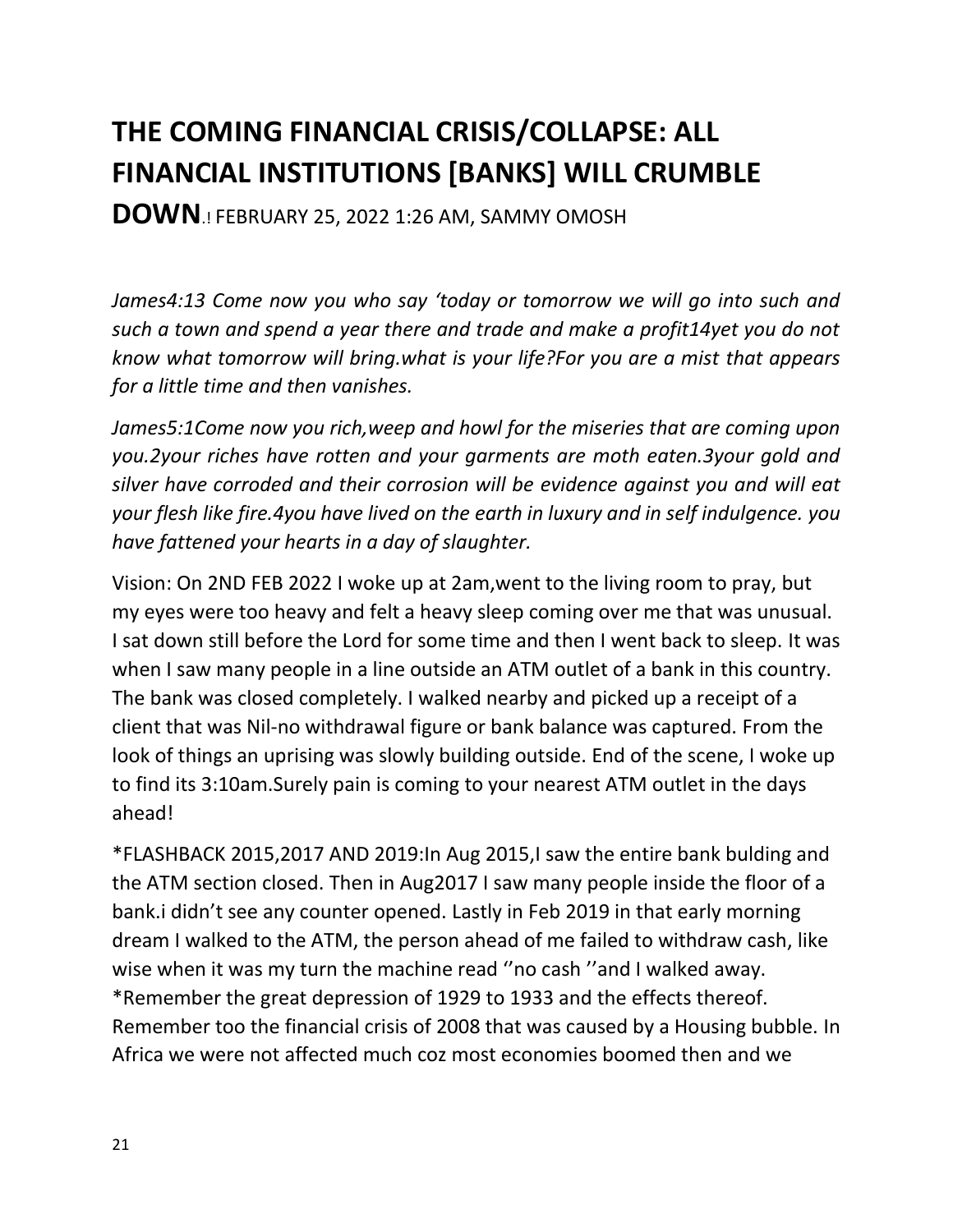# THE COMING FINANCIAL CRISIS/COLLAPSE: ALL FINANCIAL INSTITUTIONS [BANKS] WILL CRUMBLE DOWN.! FEBRUARY 25, 2022 1:26 AM, SAMMY OMOSH

*James4:13 Come now you who say 'today or tomorrow we will go into such and such a town and spend a year there and trade and make a profit14yet you do not know what tomorrow will bring.what is your life?For you are a mist that appears for a little time and then vanishes.*

*James5:1Come now you rich,weep and howl for the miseries that are coming upon you.2your riches have rotten and your garments are moth eaten.3your gold and silver have corroded and their corrosion will be evidence against you and will eat your flesh like fire.4you have lived on the earth in luxury and in self indulgence. you have fattened your hearts in a day of slaughter.*

Vision: On 2ND FEB 2022 I woke up at 2am,went to the living room to pray, but my eyes were too heavy and felt a heavy sleep coming over me that was unusual. I sat down still before the Lord for some time and then I went back to sleep. It was when I saw many people in a line outside an ATM outlet of a bank in this country. The bank was closed completely. I walked nearby and picked up a receipt of a client that was Nil-no withdrawal figure or bank balance was captured. From the look of things an uprising was slowly building outside. End of the scene, I woke up to find its 3:10am.Surely pain is coming to your nearest ATM outlet in the days ahead!

*FLASHBACK 2015,2017 AND 2019:In Aug 2015,I saw the entire bank bulding and the ATM section closed. Then in Aug2017 I saw many people inside the floor of a bank.i didn't see any counter opened. Lastly in Feb 2019 in that early morning dream I walked to the ATM, the person ahead of me failed to withdraw cash, like wise when it was my turn the machine read ''no cash ''and I walked away.
*Remember the great depression of 1929 to 1933 and the effects thereof. Remember too the financial crisis of 2008 that was caused by a Housing bubble. In Africa we were not affected much coz most economies boomed then and we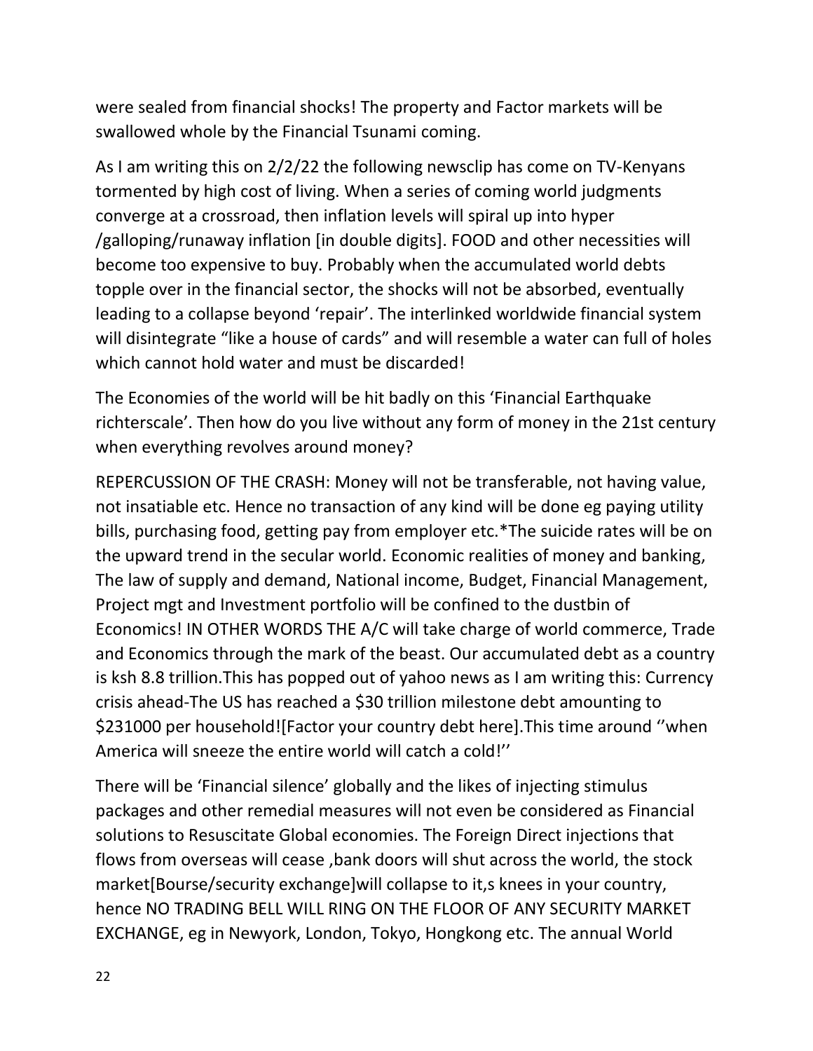were sealed from financial shocks! The property and Factor markets will be swallowed whole by the Financial Tsunami coming.

As I am writing this on 2/2/22 the following newsclip has come on TV-Kenyans tormented by high cost of living. When a series of coming world judgments converge at a crossroad, then inflation levels will spiral up into hyper /galloping/runaway inflation [in double digits]. FOOD and other necessities will become too expensive to buy. Probably when the accumulated world debts topple over in the financial sector, the shocks will not be absorbed, eventually leading to a collapse beyond 'repair'. The interlinked worldwide financial system will disintegrate "like a house of cards" and will resemble a water can full of holes which cannot hold water and must be discarded!

The Economies of the world will be hit badly on this 'Financial Earthquake richterscale'. Then how do you live without any form of money in the 21st century when everything revolves around money?

REPERCUSSION OF THE CRASH: Money will not be transferable, not having value, not insatiable etc. Hence no transaction of any kind will be done eg paying utility bills, purchasing food, getting pay from employer etc.*The suicide rates will be on the upward trend in the secular world. Economic realities of money and banking, The law of supply and demand, National income, Budget, Financial Management, Project mgt and Investment portfolio will be confined to the dustbin of Economics! IN OTHER WORDS THE A/C will take charge of world commerce, Trade and Economics through the mark of the beast. Our accumulated debt as a country is ksh 8.8 trillion.This has popped out of yahoo news as I am writing this: Currency crisis ahead-The US has reached a $30 trillion milestone debt amounting to $231000 per household![Factor your country debt here].This time around ''when America will sneeze the entire world will catch a cold!''

There will be 'Financial silence' globally and the likes of injecting stimulus packages and other remedial measures will not even be considered as Financial solutions to Resuscitate Global economies. The Foreign Direct injections that flows from overseas will cease ,bank doors will shut across the world, the stock market[Bourse/security exchange]will collapse to it,s knees in your country, hence NO TRADING BELL WILL RING ON THE FLOOR OF ANY SECURITY MARKET EXCHANGE, eg in Newyork, London, Tokyo, Hongkong etc. The annual World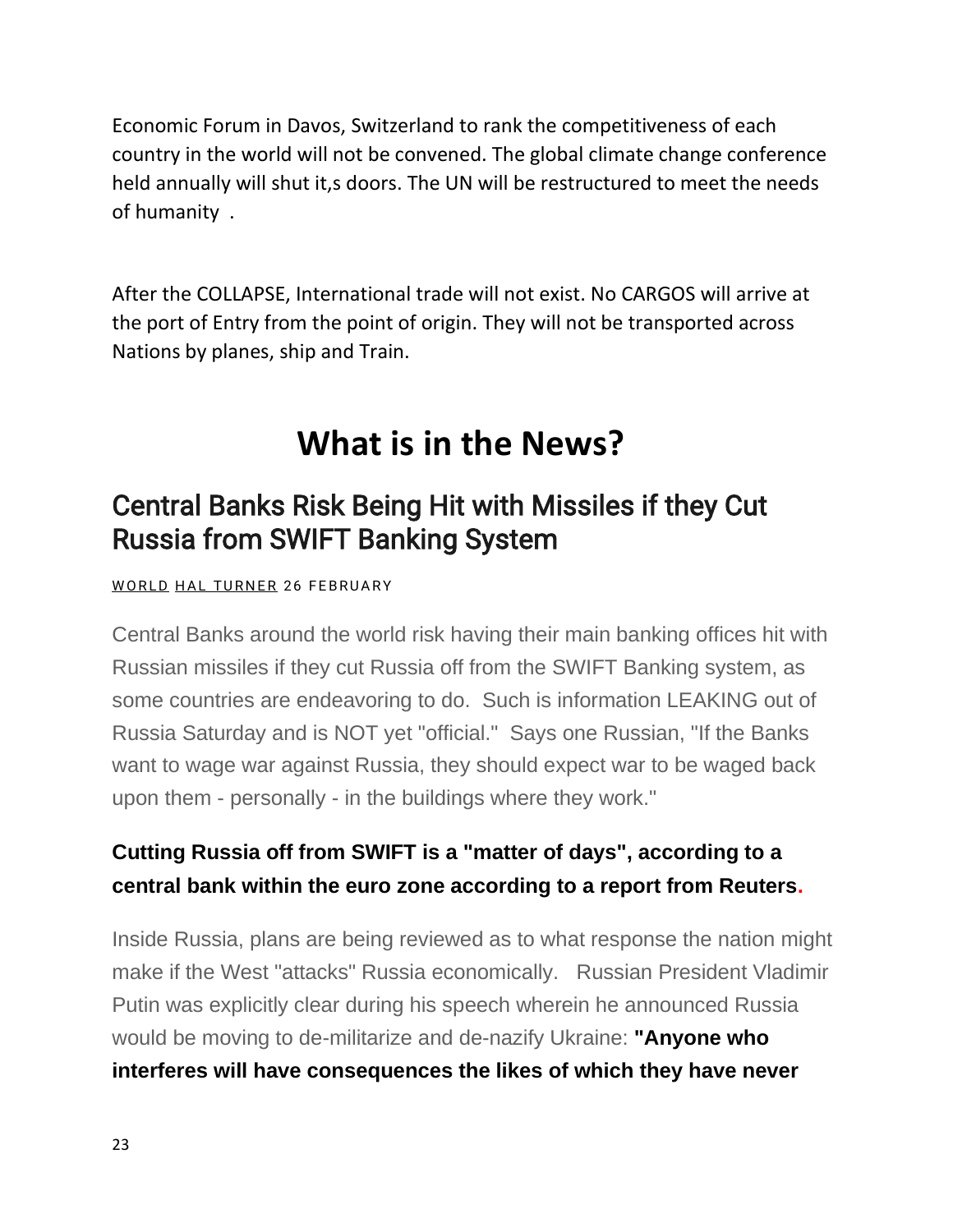Economic Forum in Davos, Switzerland to rank the competitiveness of each country in the world will not be convened. The global climate change conference held annually will shut it,s doors. The UN will be restructured to meet the needs of humanity .

After the COLLAPSE, International trade will not exist. No CARGOS will arrive at the port of Entry from the point of origin. They will not be transported across Nations by planes, ship and Train.

# What is in the News?

## Central Banks Risk Being Hit with Missiles if they Cut Russia from SWIFT Banking System

WORLD HAL TURNER 26 FEBRUARY

Central Banks around the world risk having their main banking offices hit with Russian missiles if they cut Russia off from the SWIFT Banking system, as some countries are endeavoring to do. Such is information LEAKING out of Russia Saturday and is NOT yet "official." Says one Russian, "If the Banks want to wage war against Russia, they should expect war to be waged back upon them - personally - in the buildings where they work."

**Cutting Russia off from SWIFT is a "matter of days", according to a central bank within the euro zone according to a report from Reuters.**

Inside Russia, plans are being reviewed as to what response the nation might make if the West "attacks" Russia economically. Russian President Vladimir Putin was explicitly clear during his speech wherein he announced Russia would be moving to de-militarize and de-nazify Ukraine: **"Anyone who interferes will have consequences the likes of which they have never**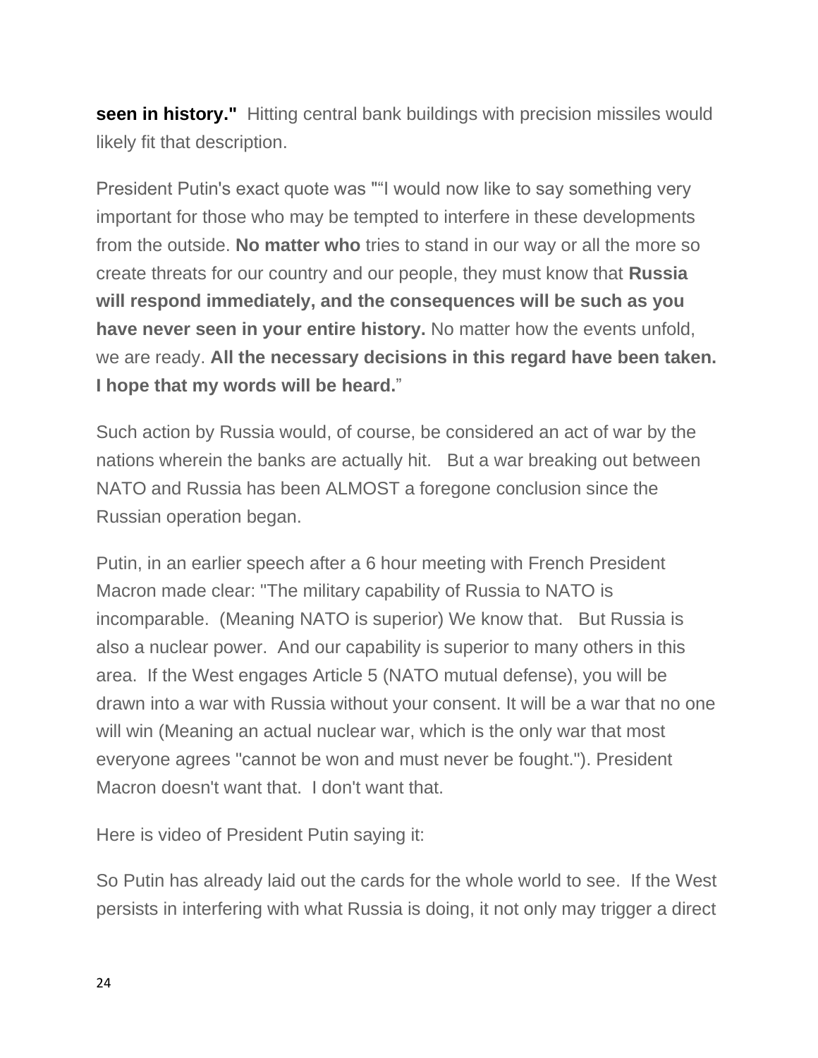**seen in history."** Hitting central bank buildings with precision missiles would likely fit that description.

President Putin's exact quote was ""I would now like to say something very important for those who may be tempted to interfere in these developments from the outside. **No matter who** tries to stand in our way or all the more so create threats for our country and our people, they must know that **Russia will respond immediately, and the consequences will be such as you have never seen in your entire history.** No matter how the events unfold, we are ready. **All the necessary decisions in this regard have been taken. I hope that my words will be heard.**"

Such action by Russia would, of course, be considered an act of war by the nations wherein the banks are actually hit. But a war breaking out between NATO and Russia has been ALMOST a foregone conclusion since the Russian operation began.

Putin, in an earlier speech after a 6 hour meeting with French President Macron made clear: "The military capability of Russia to NATO is incomparable. (Meaning NATO is superior) We know that. But Russia is also a nuclear power. And our capability is superior to many others in this area. If the West engages Article 5 (NATO mutual defense), you will be drawn into a war with Russia without your consent. It will be a war that no one will win (Meaning an actual nuclear war, which is the only war that most everyone agrees "cannot be won and must never be fought."). President Macron doesn't want that. I don't want that.

Here is video of President Putin saying it:

So Putin has already laid out the cards for the whole world to see. If the West persists in interfering with what Russia is doing, it not only may trigger a direct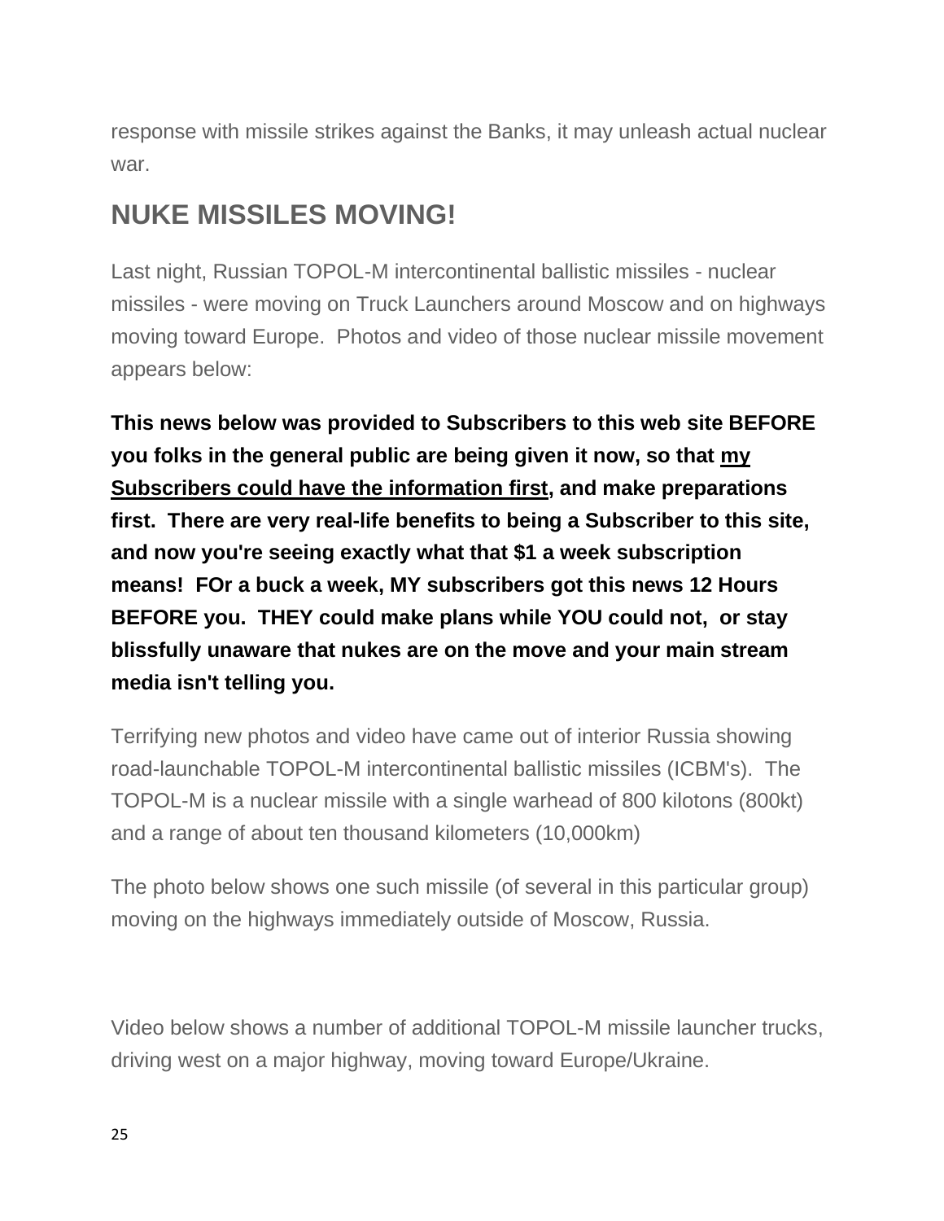response with missile strikes against the Banks, it may unleash actual nuclear war.

## NUKE MISSILES MOVING!

Last night, Russian TOPOL-M intercontinental ballistic missiles - nuclear missiles - were moving on Truck Launchers around Moscow and on highways moving toward Europe. Photos and video of those nuclear missile movement appears below:

**This news below was provided to Subscribers to this web site BEFORE you folks in the general public are being given it now, so that <u>my Subscribers could have the information first</u>, and make preparations first. There are very real-life benefits to being a Subscriber to this site, and now you're seeing exactly what that $1 a week subscription means! FOr a buck a week, MY subscribers got this news 12 Hours BEFORE you. THEY could make plans while YOU could not, or stay blissfully unaware that nukes are on the move and your main stream media isn't telling you.**

Terrifying new photos and video have came out of interior Russia showing road-launchable TOPOL-M intercontinental ballistic missiles (ICBM's). The TOPOL-M is a nuclear missile with a single warhead of 800 kilotons (800kt) and a range of about ten thousand kilometers (10,000km)

The photo below shows one such missile (of several in this particular group) moving on the highways immediately outside of Moscow, Russia.

Video below shows a number of additional TOPOL-M missile launcher trucks, driving west on a major highway, moving toward Europe/Ukraine.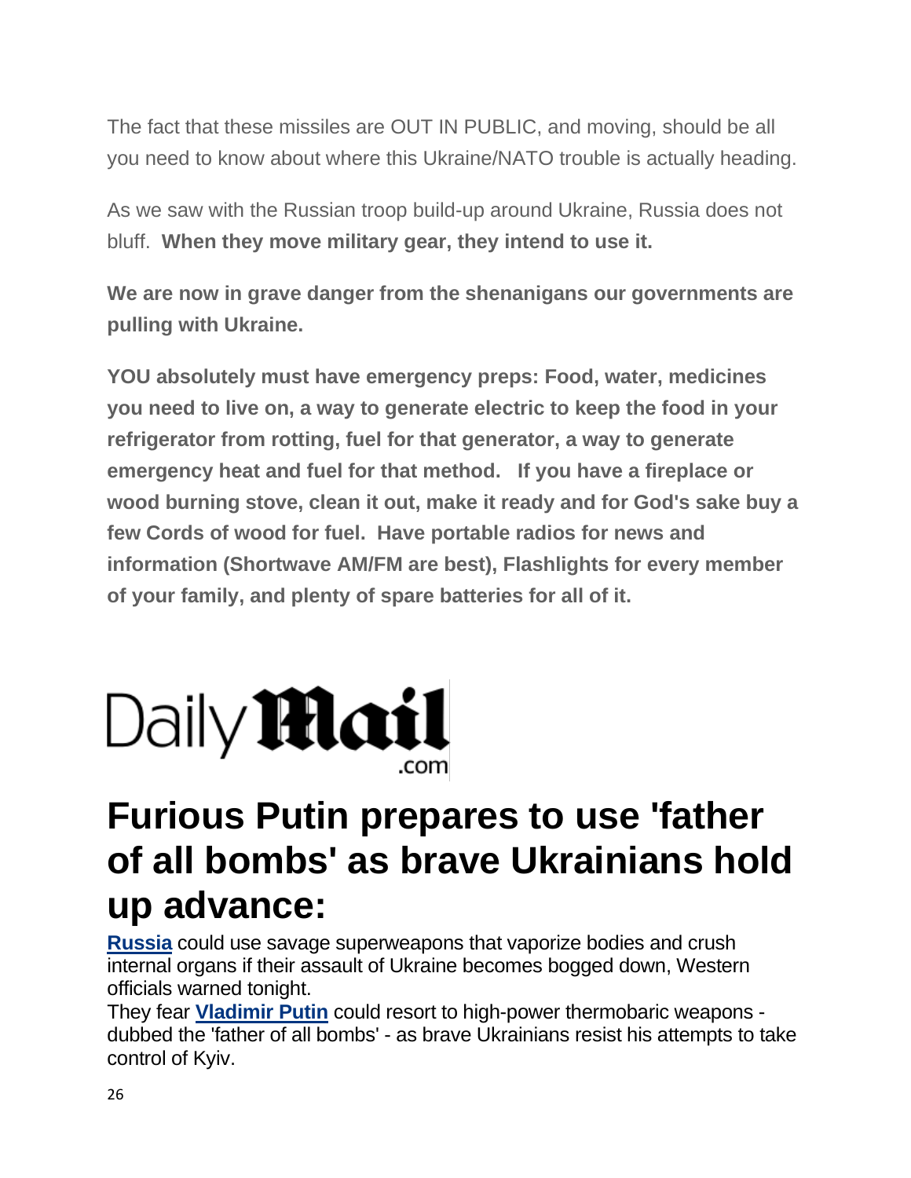The fact that these missiles are OUT IN PUBLIC, and moving, should be all you need to know about where this Ukraine/NATO trouble is actually heading.

As we saw with the Russian troop build-up around Ukraine, Russia does not bluff. **When they move military gear, they intend to use it.**

**We are now in grave danger from the shenanigans our governments are pulling with Ukraine.**

**YOU absolutely must have emergency preps: Food, water, medicines you need to live on, a way to generate electric to keep the food in your refrigerator from rotting, fuel for that generator, a way to generate emergency heat and fuel for that method. If you have a fireplace or wood burning stove, clean it out, make it ready and for God's sake buy a few Cords of wood for fuel. Have portable radios for news and information (Shortwave AM/FM are best), Flashlights for every member of your family, and plenty of spare batteries for all of it.**

Daily Mail .com

# Furious Putin prepares to use 'father of all bombs' as brave Ukrainians hold up advance:

**Russia** could use savage superweapons that vaporize bodies and crush internal organs if their assault of Ukraine becomes bogged down, Western officials warned tonight.

They fear **Vladimir Putin** could resort to high-power thermobaric weapons - dubbed the 'father of all bombs' - as brave Ukrainians resist his attempts to take control of Kyiv.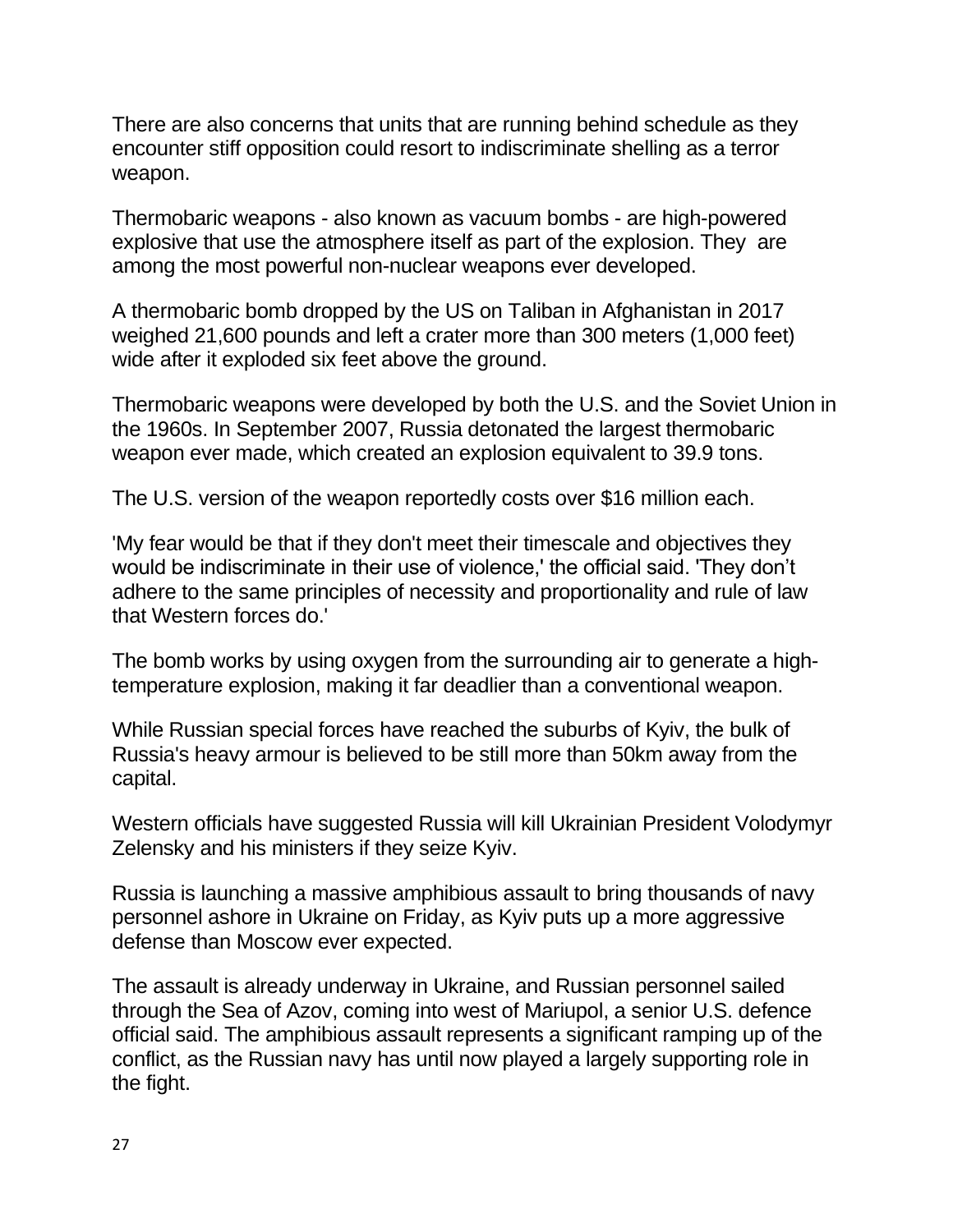There are also concerns that units that are running behind schedule as they encounter stiff opposition could resort to indiscriminate shelling as a terror weapon.

Thermobaric weapons - also known as vacuum bombs - are high-powered explosive that use the atmosphere itself as part of the explosion. They  are among the most powerful non-nuclear weapons ever developed.

A thermobaric bomb dropped by the US on Taliban in Afghanistan in 2017 weighed 21,600 pounds and left a crater more than 300 meters (1,000 feet) wide after it exploded six feet above the ground.

Thermobaric weapons were developed by both the U.S. and the Soviet Union in the 1960s. In September 2007, Russia detonated the largest thermobaric weapon ever made, which created an explosion equivalent to 39.9 tons.

The U.S. version of the weapon reportedly costs over $16 million each.

'My fear would be that if they don't meet their timescale and objectives they would be indiscriminate in their use of violence,' the official said. 'They don’t adhere to the same principles of necessity and proportionality and rule of law that Western forces do.'

The bomb works by using oxygen from the surrounding air to generate a high-temperature explosion, making it far deadlier than a conventional weapon.

While Russian special forces have reached the suburbs of Kyiv, the bulk of Russia's heavy armour is believed to be still more than 50km away from the capital.

Western officials have suggested Russia will kill Ukrainian President Volodymyr Zelensky and his ministers if they seize Kyiv.

Russia is launching a massive amphibious assault to bring thousands of navy personnel ashore in Ukraine on Friday, as Kyiv puts up a more aggressive defense than Moscow ever expected.

The assault is already underway in Ukraine, and Russian personnel sailed through the Sea of Azov, coming into west of Mariupol, a senior U.S. defence official said. The amphibious assault represents a significant ramping up of the conflict, as the Russian navy has until now played a largely supporting role in the fight.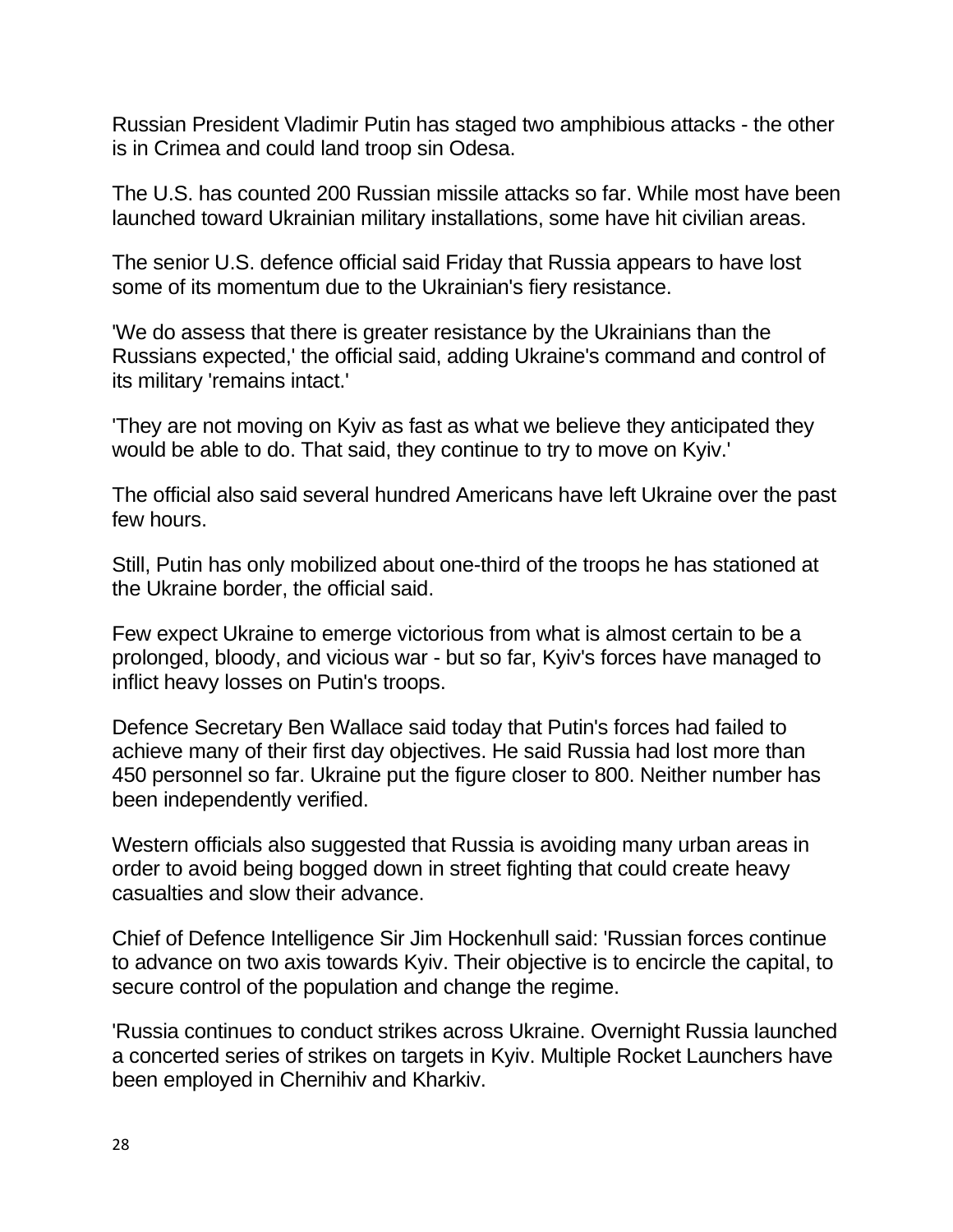Russian President Vladimir Putin has staged two amphibious attacks - the other is in Crimea and could land troop sin Odesa.

The U.S. has counted 200 Russian missile attacks so far. While most have been launched toward Ukrainian military installations, some have hit civilian areas.

The senior U.S. defence official said Friday that Russia appears to have lost some of its momentum due to the Ukrainian's fiery resistance.

'We do assess that there is greater resistance by the Ukrainians than the Russians expected,' the official said, adding Ukraine's command and control of its military 'remains intact.'

'They are not moving on Kyiv as fast as what we believe they anticipated they would be able to do. That said, they continue to try to move on Kyiv.'

The official also said several hundred Americans have left Ukraine over the past few hours.

Still, Putin has only mobilized about one-third of the troops he has stationed at the Ukraine border, the official said.

Few expect Ukraine to emerge victorious from what is almost certain to be a prolonged, bloody, and vicious war - but so far, Kyiv's forces have managed to inflict heavy losses on Putin's troops.

Defence Secretary Ben Wallace said today that Putin's forces had failed to achieve many of their first day objectives. He said Russia had lost more than 450 personnel so far. Ukraine put the figure closer to 800. Neither number has been independently verified.

Western officials also suggested that Russia is avoiding many urban areas in order to avoid being bogged down in street fighting that could create heavy casualties and slow their advance.

Chief of Defence Intelligence Sir Jim Hockenhull said: 'Russian forces continue to advance on two axis towards Kyiv. Their objective is to encircle the capital, to secure control of the population and change the regime.

'Russia continues to conduct strikes across Ukraine. Overnight Russia launched a concerted series of strikes on targets in Kyiv. Multiple Rocket Launchers have been employed in Chernihiv and Kharkiv.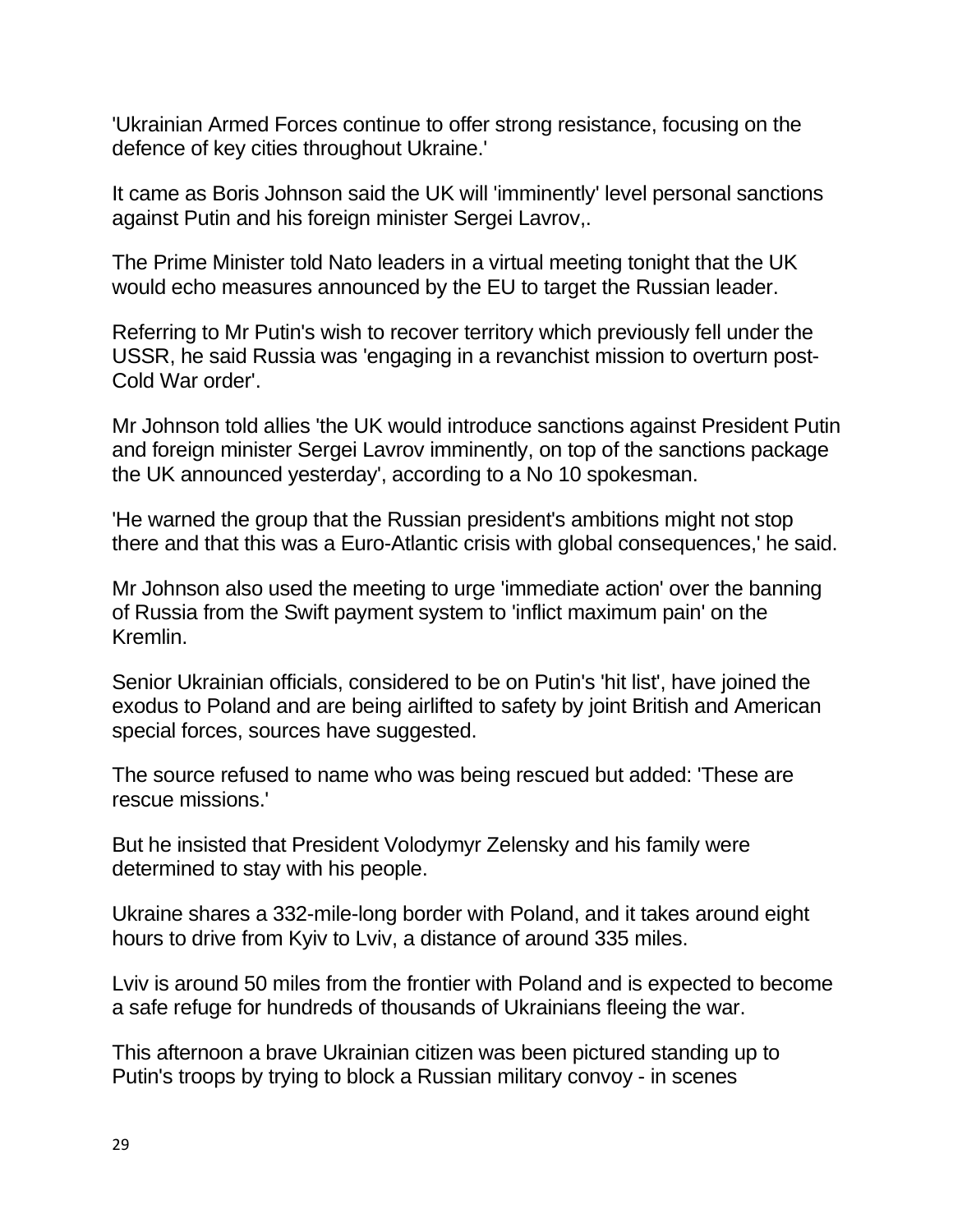'Ukrainian Armed Forces continue to offer strong resistance, focusing on the defence of key cities throughout Ukraine.'

It came as Boris Johnson said the UK will 'imminently' level personal sanctions against Putin and his foreign minister Sergei Lavrov,.

The Prime Minister told Nato leaders in a virtual meeting tonight that the UK would echo measures announced by the EU to target the Russian leader.

Referring to Mr Putin's wish to recover territory which previously fell under the USSR, he said Russia was 'engaging in a revanchist mission to overturn post-Cold War order'.

Mr Johnson told allies 'the UK would introduce sanctions against President Putin and foreign minister Sergei Lavrov imminently, on top of the sanctions package the UK announced yesterday', according to a No 10 spokesman.

'He warned the group that the Russian president's ambitions might not stop there and that this was a Euro-Atlantic crisis with global consequences,' he said.

Mr Johnson also used the meeting to urge 'immediate action' over the banning of Russia from the Swift payment system to 'inflict maximum pain' on the Kremlin.

Senior Ukrainian officials, considered to be on Putin's 'hit list', have joined the exodus to Poland and are being airlifted to safety by joint British and American special forces, sources have suggested.

The source refused to name who was being rescued but added: 'These are rescue missions.'

But he insisted that President Volodymyr Zelensky and his family were determined to stay with his people.

Ukraine shares a 332-mile-long border with Poland, and it takes around eight hours to drive from Kyiv to Lviv, a distance of around 335 miles.

Lviv is around 50 miles from the frontier with Poland and is expected to become a safe refuge for hundreds of thousands of Ukrainians fleeing the war.

This afternoon a brave Ukrainian citizen was been pictured standing up to Putin's troops by trying to block a Russian military convoy - in scenes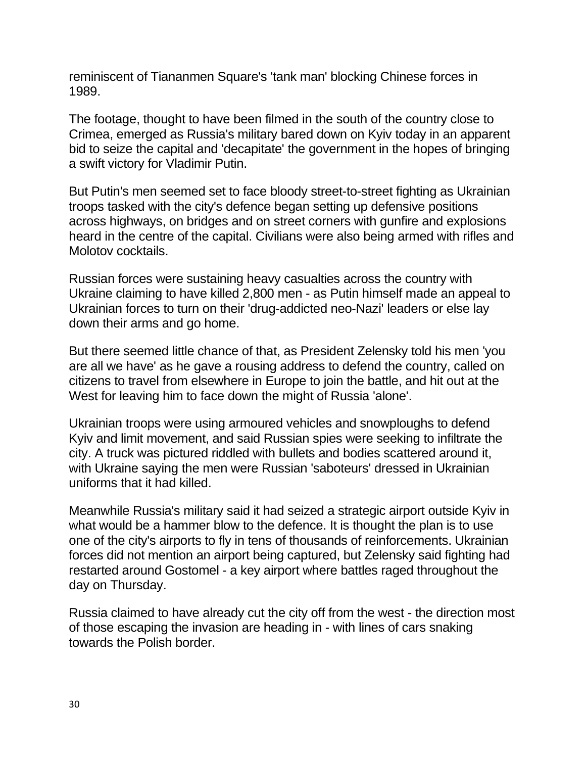reminiscent of Tiananmen Square's 'tank man' blocking Chinese forces in 1989.

The footage, thought to have been filmed in the south of the country close to Crimea, emerged as Russia's military bared down on Kyiv today in an apparent bid to seize the capital and 'decapitate' the government in the hopes of bringing a swift victory for Vladimir Putin.

But Putin's men seemed set to face bloody street-to-street fighting as Ukrainian troops tasked with the city's defence began setting up defensive positions across highways, on bridges and on street corners with gunfire and explosions heard in the centre of the capital. Civilians were also being armed with rifles and Molotov cocktails.

Russian forces were sustaining heavy casualties across the country with Ukraine claiming to have killed 2,800 men - as Putin himself made an appeal to Ukrainian forces to turn on their 'drug-addicted neo-Nazi' leaders or else lay down their arms and go home.

But there seemed little chance of that, as President Zelensky told his men 'you are all we have' as he gave a rousing address to defend the country, called on citizens to travel from elsewhere in Europe to join the battle, and hit out at the West for leaving him to face down the might of Russia 'alone'.

Ukrainian troops were using armoured vehicles and snowploughs to defend Kyiv and limit movement, and said Russian spies were seeking to infiltrate the city. A truck was pictured riddled with bullets and bodies scattered around it, with Ukraine saying the men were Russian 'saboteurs' dressed in Ukrainian uniforms that it had killed.

Meanwhile Russia's military said it had seized a strategic airport outside Kyiv in what would be a hammer blow to the defence. It is thought the plan is to use one of the city's airports to fly in tens of thousands of reinforcements. Ukrainian forces did not mention an airport being captured, but Zelensky said fighting had restarted around Gostomel - a key airport where battles raged throughout the day on Thursday.

Russia claimed to have already cut the city off from the west - the direction most of those escaping the invasion are heading in - with lines of cars snaking towards the Polish border.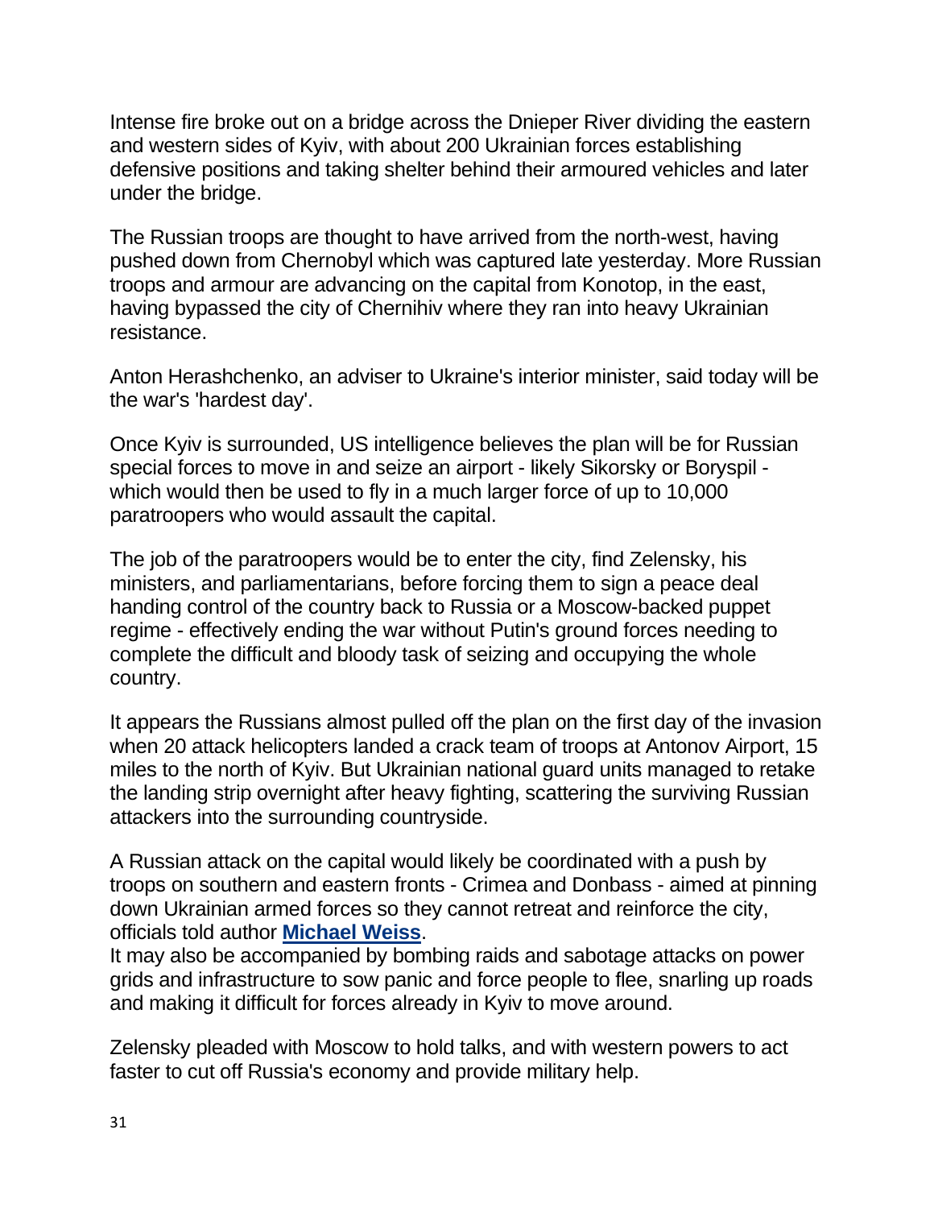Intense fire broke out on a bridge across the Dnieper River dividing the eastern and western sides of Kyiv, with about 200 Ukrainian forces establishing defensive positions and taking shelter behind their armoured vehicles and later under the bridge.

The Russian troops are thought to have arrived from the north-west, having pushed down from Chernobyl which was captured late yesterday. More Russian troops and armour are advancing on the capital from Konotop, in the east, having bypassed the city of Chernihiv where they ran into heavy Ukrainian resistance.

Anton Herashchenko, an adviser to Ukraine's interior minister, said today will be the war's 'hardest day'.

Once Kyiv is surrounded, US intelligence believes the plan will be for Russian special forces to move in and seize an airport - likely Sikorsky or Boryspil - which would then be used to fly in a much larger force of up to 10,000 paratroopers who would assault the capital.

The job of the paratroopers would be to enter the city, find Zelensky, his ministers, and parliamentarians, before forcing them to sign a peace deal handing control of the country back to Russia or a Moscow-backed puppet regime - effectively ending the war without Putin's ground forces needing to complete the difficult and bloody task of seizing and occupying the whole country.

It appears the Russians almost pulled off the plan on the first day of the invasion when 20 attack helicopters landed a crack team of troops at Antonov Airport, 15 miles to the north of Kyiv. But Ukrainian national guard units managed to retake the landing strip overnight after heavy fighting, scattering the surviving Russian attackers into the surrounding countryside.

A Russian attack on the capital would likely be coordinated with a push by troops on southern and eastern fronts - Crimea and Donbass - aimed at pinning down Ukrainian armed forces so they cannot retreat and reinforce the city, officials told author **Michael Weiss**.
It may also be accompanied by bombing raids and sabotage attacks on power grids and infrastructure to sow panic and force people to flee, snarling up roads and making it difficult for forces already in Kyiv to move around.

Zelensky pleaded with Moscow to hold talks, and with western powers to act faster to cut off Russia's economy and provide military help.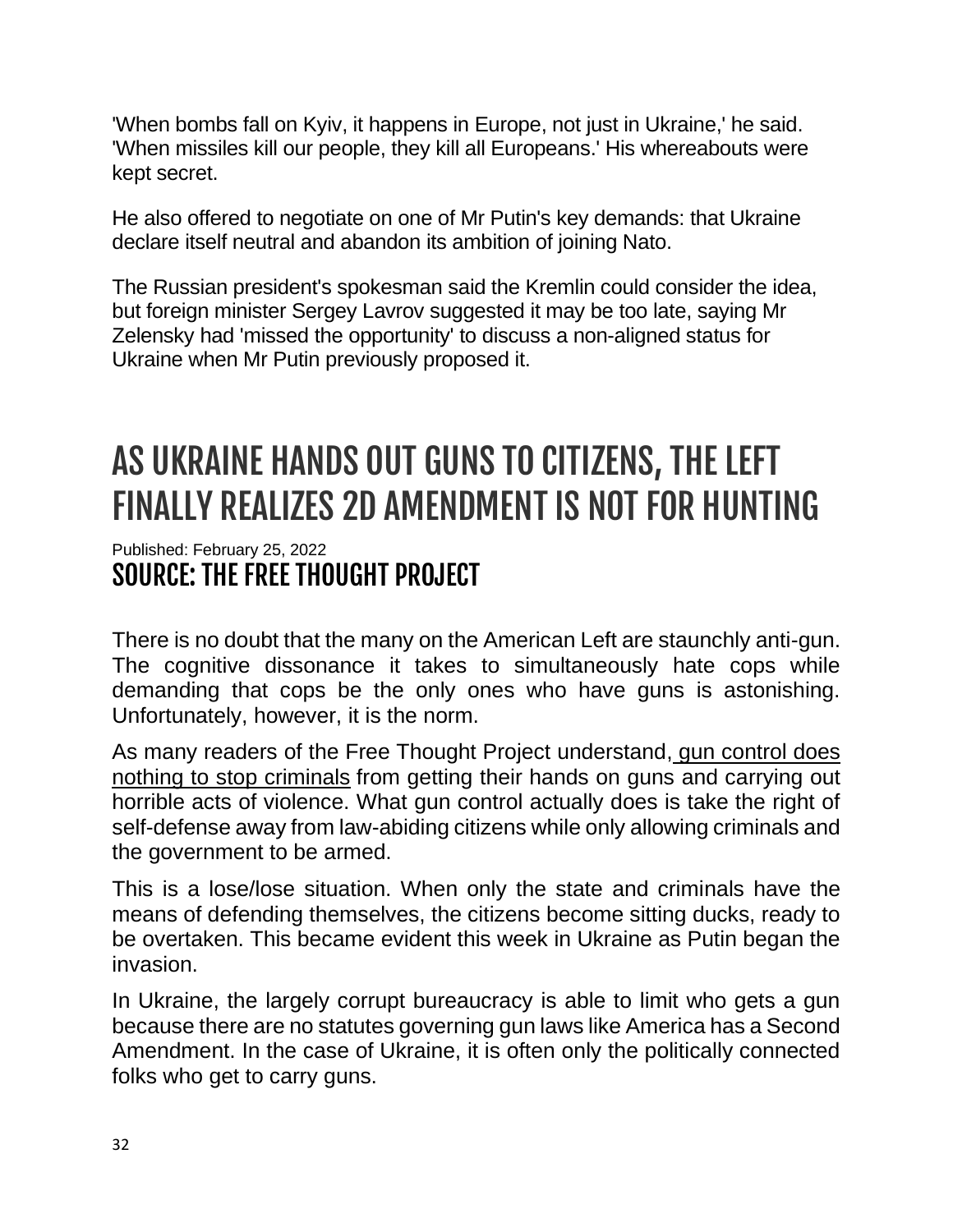'When bombs fall on Kyiv, it happens in Europe, not just in Ukraine,' he said. 'When missiles kill our people, they kill all Europeans.' His whereabouts were kept secret.

He also offered to negotiate on one of Mr Putin's key demands: that Ukraine declare itself neutral and abandon its ambition of joining Nato.

The Russian president's spokesman said the Kremlin could consider the idea, but foreign minister Sergey Lavrov suggested it may be too late, saying Mr Zelensky had 'missed the opportunity' to discuss a non-aligned status for Ukraine when Mr Putin previously proposed it.

# AS UKRAINE HANDS OUT GUNS TO CITIZENS, THE LEFT FINALLY REALIZES 2D AMENDMENT IS NOT FOR HUNTING

Published: February 25, 2022

## SOURCE: THE FREE THOUGHT PROJECT

There is no doubt that the many on the American Left are staunchly anti-gun. The cognitive dissonance it takes to simultaneously hate cops while demanding that cops be the only ones who have guns is astonishing. Unfortunately, however, it is the norm.

As many readers of the Free Thought Project understand, gun control does nothing to stop criminals from getting their hands on guns and carrying out horrible acts of violence. What gun control actually does is take the right of self-defense away from law-abiding citizens while only allowing criminals and the government to be armed.

This is a lose/lose situation. When only the state and criminals have the means of defending themselves, the citizens become sitting ducks, ready to be overtaken. This became evident this week in Ukraine as Putin began the invasion.

In Ukraine, the largely corrupt bureaucracy is able to limit who gets a gun because there are no statutes governing gun laws like America has a Second Amendment. In the case of Ukraine, it is often only the politically connected folks who get to carry guns.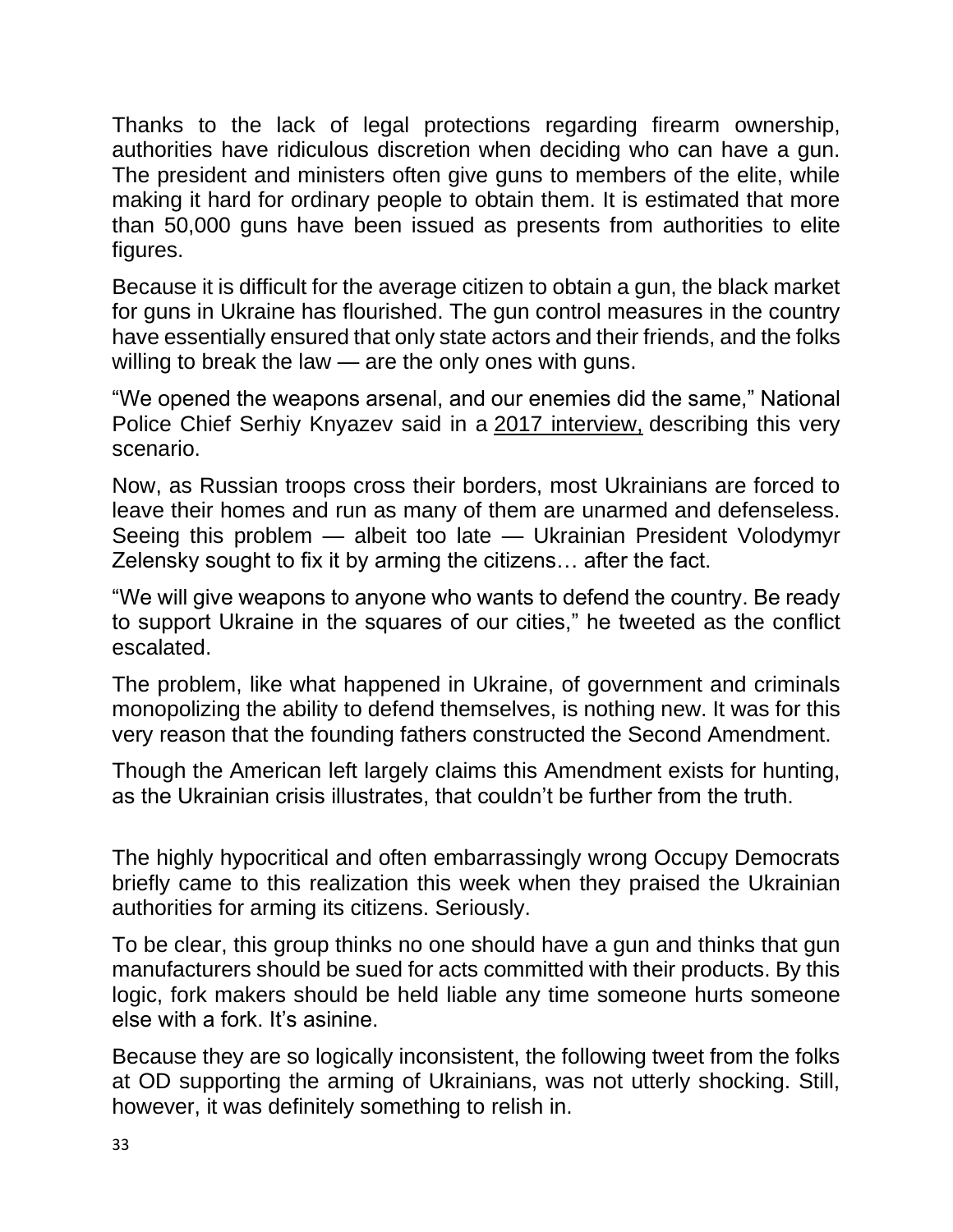Thanks to the lack of legal protections regarding firearm ownership, authorities have ridiculous discretion when deciding who can have a gun. The president and ministers often give guns to members of the elite, while making it hard for ordinary people to obtain them. It is estimated that more than 50,000 guns have been issued as presents from authorities to elite figures.

Because it is difficult for the average citizen to obtain a gun, the black market for guns in Ukraine has flourished. The gun control measures in the country have essentially ensured that only state actors and their friends, and the folks willing to break the law — are the only ones with guns.

"We opened the weapons arsenal, and our enemies did the same," National Police Chief Serhiy Knyazev said in a 2017 interview, describing this very scenario.

Now, as Russian troops cross their borders, most Ukrainians are forced to leave their homes and run as many of them are unarmed and defenseless. Seeing this problem — albeit too late — Ukrainian President Volodymyr Zelensky sought to fix it by arming the citizens… after the fact.

"We will give weapons to anyone who wants to defend the country. Be ready to support Ukraine in the squares of our cities," he tweeted as the conflict escalated.

The problem, like what happened in Ukraine, of government and criminals monopolizing the ability to defend themselves, is nothing new. It was for this very reason that the founding fathers constructed the Second Amendment.

Though the American left largely claims this Amendment exists for hunting, as the Ukrainian crisis illustrates, that couldn't be further from the truth.

The highly hypocritical and often embarrassingly wrong Occupy Democrats briefly came to this realization this week when they praised the Ukrainian authorities for arming its citizens. Seriously.

To be clear, this group thinks no one should have a gun and thinks that gun manufacturers should be sued for acts committed with their products. By this logic, fork makers should be held liable any time someone hurts someone else with a fork. It's asinine.

Because they are so logically inconsistent, the following tweet from the folks at OD supporting the arming of Ukrainians, was not utterly shocking. Still, however, it was definitely something to relish in.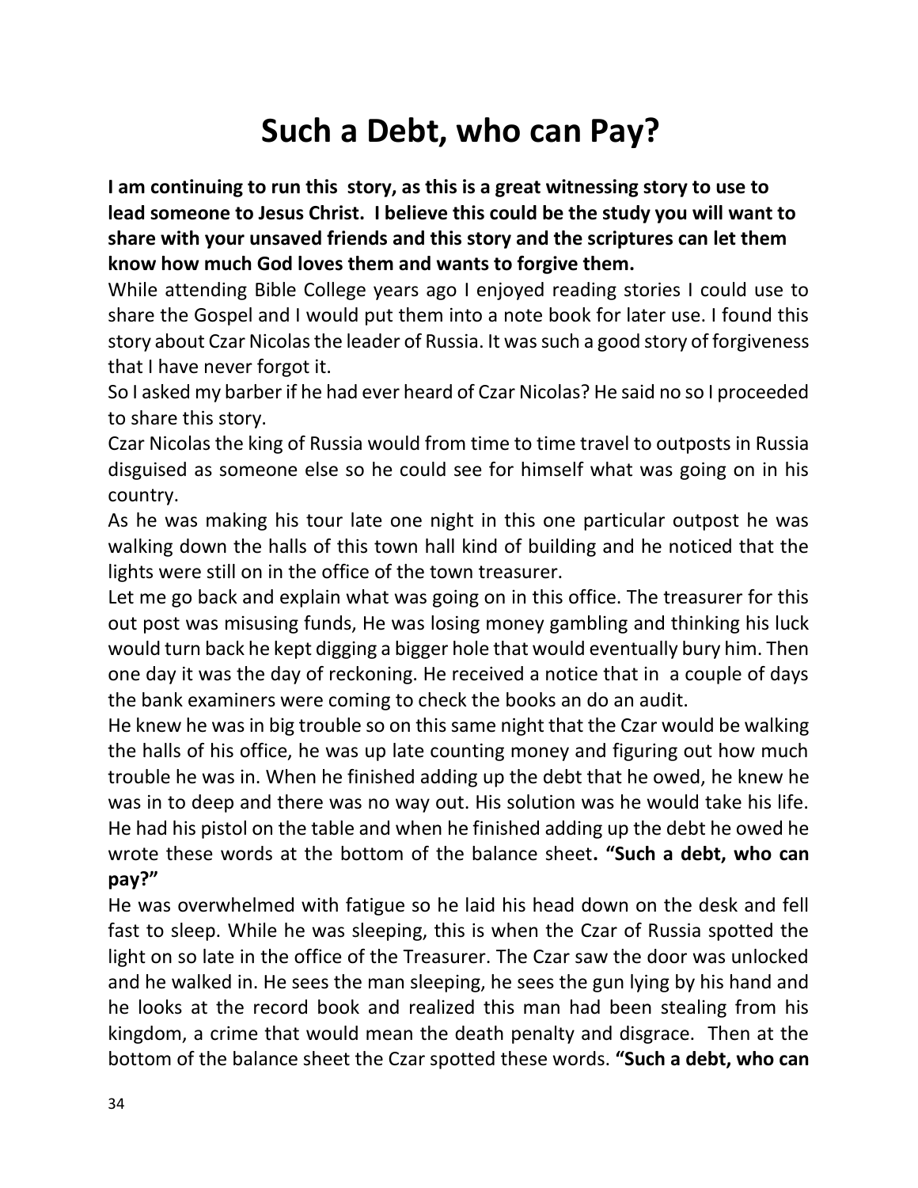# Such a Debt, who can Pay?

**I am continuing to run this story, as this is a great witnessing story to use to lead someone to Jesus Christ. I believe this could be the study you will want to share with your unsaved friends and this story and the scriptures can let them know how much God loves them and wants to forgive them.**

While attending Bible College years ago I enjoyed reading stories I could use to share the Gospel and I would put them into a note book for later use. I found this story about Czar Nicolas the leader of Russia. It was such a good story of forgiveness that I have never forgot it.

So I asked my barber if he had ever heard of Czar Nicolas? He said no so I proceeded to share this story.

Czar Nicolas the king of Russia would from time to time travel to outposts in Russia disguised as someone else so he could see for himself what was going on in his country.

As he was making his tour late one night in this one particular outpost he was walking down the halls of this town hall kind of building and he noticed that the lights were still on in the office of the town treasurer.

Let me go back and explain what was going on in this office. The treasurer for this out post was misusing funds, He was losing money gambling and thinking his luck would turn back he kept digging a bigger hole that would eventually bury him. Then one day it was the day of reckoning. He received a notice that in a couple of days the bank examiners were coming to check the books an do an audit.

He knew he was in big trouble so on this same night that the Czar would be walking the halls of his office, he was up late counting money and figuring out how much trouble he was in. When he finished adding up the debt that he owed, he knew he was in to deep and there was no way out. His solution was he would take his life. He had his pistol on the table and when he finished adding up the debt he owed he wrote these words at the bottom of the balance sheet**. "Such a debt, who can pay?"**

He was overwhelmed with fatigue so he laid his head down on the desk and fell fast to sleep. While he was sleeping, this is when the Czar of Russia spotted the light on so late in the office of the Treasurer. The Czar saw the door was unlocked and he walked in. He sees the man sleeping, he sees the gun lying by his hand and he looks at the record book and realized this man had been stealing from his kingdom, a crime that would mean the death penalty and disgrace. Then at the bottom of the balance sheet the Czar spotted these words. **"Such a debt, who can**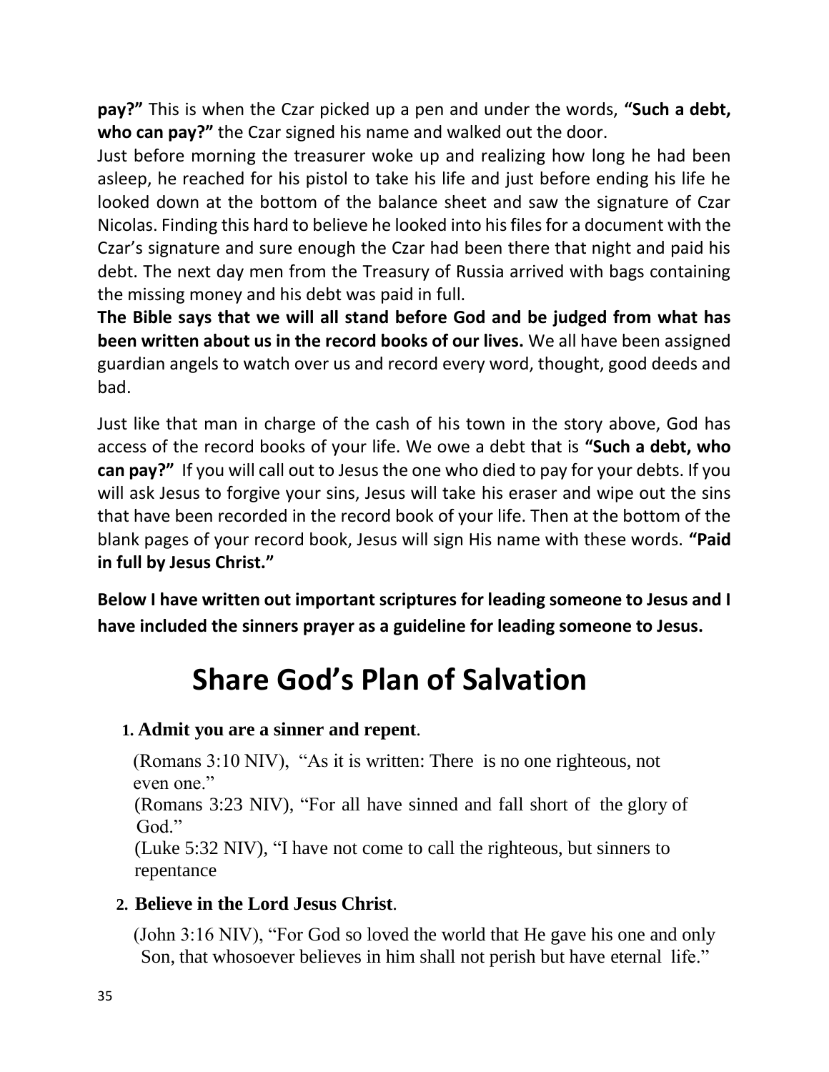**pay?"** This is when the Czar picked up a pen and under the words, **"Such a debt, who can pay?"** the Czar signed his name and walked out the door.

Just before morning the treasurer woke up and realizing how long he had been asleep, he reached for his pistol to take his life and just before ending his life he looked down at the bottom of the balance sheet and saw the signature of Czar Nicolas. Finding this hard to believe he looked into his files for a document with the Czar's signature and sure enough the Czar had been there that night and paid his debt. The next day men from the Treasury of Russia arrived with bags containing the missing money and his debt was paid in full.

**The Bible says that we will all stand before God and be judged from what has been written about us in the record books of our lives.** We all have been assigned guardian angels to watch over us and record every word, thought, good deeds and bad.

Just like that man in charge of the cash of his town in the story above, God has access of the record books of your life. We owe a debt that is **"Such a debt, who can pay?"** If you will call out to Jesus the one who died to pay for your debts. If you will ask Jesus to forgive your sins, Jesus will take his eraser and wipe out the sins that have been recorded in the record book of your life. Then at the bottom of the blank pages of your record book, Jesus will sign His name with these words. **"Paid in full by Jesus Christ."**

**Below I have written out important scriptures for leading someone to Jesus and I have included the sinners prayer as a guideline for leading someone to Jesus.**

# Share God's Plan of Salvation

1. **Admit you are a sinner and repent**.

   (Romans 3:10 NIV), "As it is written: There is no one righteous, not even one."
   (Romans 3:23 NIV), "For all have sinned and fall short of the glory of God."
   (Luke 5:32 NIV), "I have not come to call the righteous, but sinners to repentance

2. **Believe in the Lord Jesus Christ**.

   (John 3:16 NIV), "For God so loved the world that He gave his one and only Son, that whosoever believes in him shall not perish but have eternal life."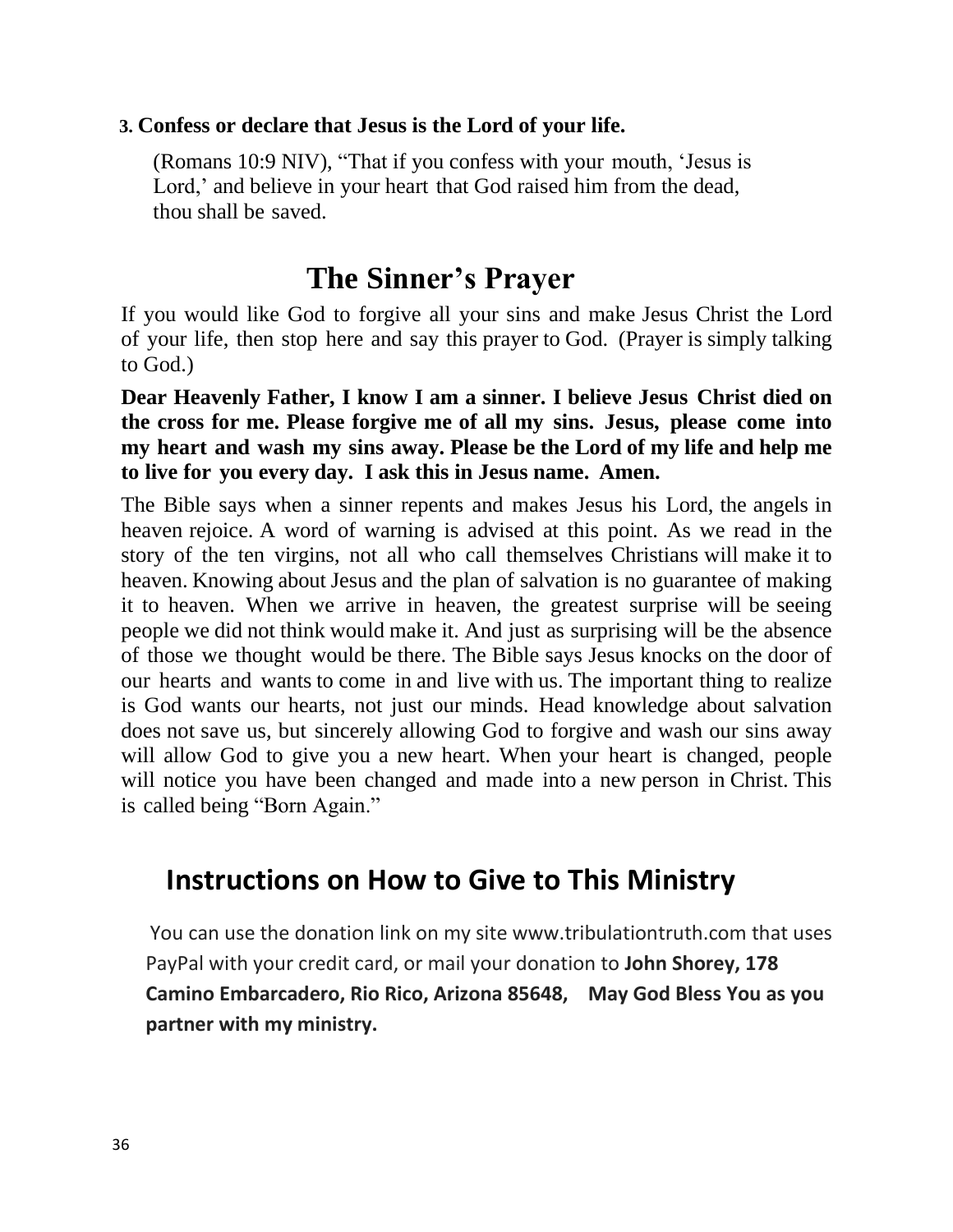**3. Confess or declare that Jesus is the Lord of your life.**

(Romans 10:9 NIV), "That if you confess with your mouth, 'Jesus is Lord,' and believe in your heart that God raised him from the dead, thou shall be saved.

# The Sinner's Prayer

If you would like God to forgive all your sins and make Jesus Christ the Lord of your life, then stop here and say this prayer to God. (Prayer is simply talking to God.)

**Dear Heavenly Father, I know I am a sinner. I believe Jesus Christ died on the cross for me. Please forgive me of all my sins. Jesus, please come into my heart and wash my sins away. Please be the Lord of my life and help me to live for you every day. I ask this in Jesus name. Amen.**

The Bible says when a sinner repents and makes Jesus his Lord, the angels in heaven rejoice. A word of warning is advised at this point. As we read in the story of the ten virgins, not all who call themselves Christians will make it to heaven. Knowing about Jesus and the plan of salvation is no guarantee of making it to heaven. When we arrive in heaven, the greatest surprise will be seeing people we did not think would make it. And just as surprising will be the absence of those we thought would be there. The Bible says Jesus knocks on the door of our hearts and wants to come in and live with us. The important thing to realize is God wants our hearts, not just our minds. Head knowledge about salvation does not save us, but sincerely allowing God to forgive and wash our sins away will allow God to give you a new heart. When your heart is changed, people will notice you have been changed and made into a new person in Christ. This is called being "Born Again."

## Instructions on How to Give to This Ministry

You can use the donation link on my site www.tribulationtruth.com that uses PayPal with your credit card, or mail your donation to **John Shorey, 178 Camino Embarcadero, Rio Rico, Arizona 85648, May God Bless You as you partner with my ministry.**